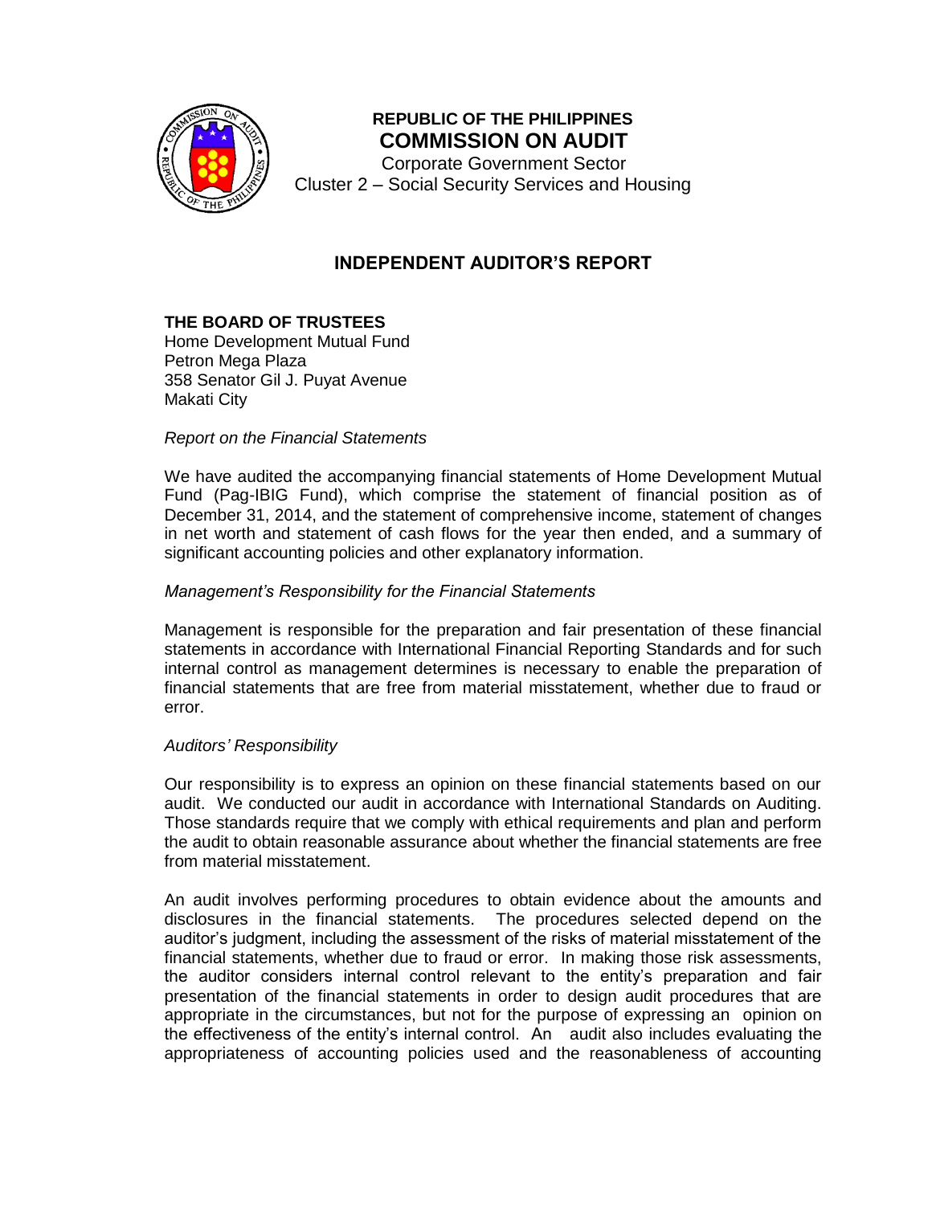**REPUBLIC OF THE PHILIPPINES**
**COMMISSION ON AUDIT**
Corporate Government Sector
Cluster 2 – Social Security Services and Housing

## INDEPENDENT AUDITOR'S REPORT

**THE BOARD OF TRUSTEES**
Home Development Mutual Fund
Petron Mega Plaza
358 Senator Gil J. Puyat Avenue
Makati City

*Report on the Financial Statements*

We have audited the accompanying financial statements of Home Development Mutual Fund (Pag-IBIG Fund), which comprise the statement of financial position as of December 31, 2014, and the statement of comprehensive income, statement of changes in net worth and statement of cash flows for the year then ended, and a summary of significant accounting policies and other explanatory information.

*Management's Responsibility for the Financial Statements*

Management is responsible for the preparation and fair presentation of these financial statements in accordance with International Financial Reporting Standards and for such internal control as management determines is necessary to enable the preparation of financial statements that are free from material misstatement, whether due to fraud or error.

*Auditors' Responsibility*

Our responsibility is to express an opinion on these financial statements based on our audit. We conducted our audit in accordance with International Standards on Auditing. Those standards require that we comply with ethical requirements and plan and perform the audit to obtain reasonable assurance about whether the financial statements are free from material misstatement.

An audit involves performing procedures to obtain evidence about the amounts and disclosures in the financial statements. The procedures selected depend on the auditor's judgment, including the assessment of the risks of material misstatement of the financial statements, whether due to fraud or error. In making those risk assessments, the auditor considers internal control relevant to the entity's preparation and fair presentation of the financial statements in order to design audit procedures that are appropriate in the circumstances, but not for the purpose of expressing an opinion on the effectiveness of the entity's internal control. An audit also includes evaluating the appropriateness of accounting policies used and the reasonableness of accounting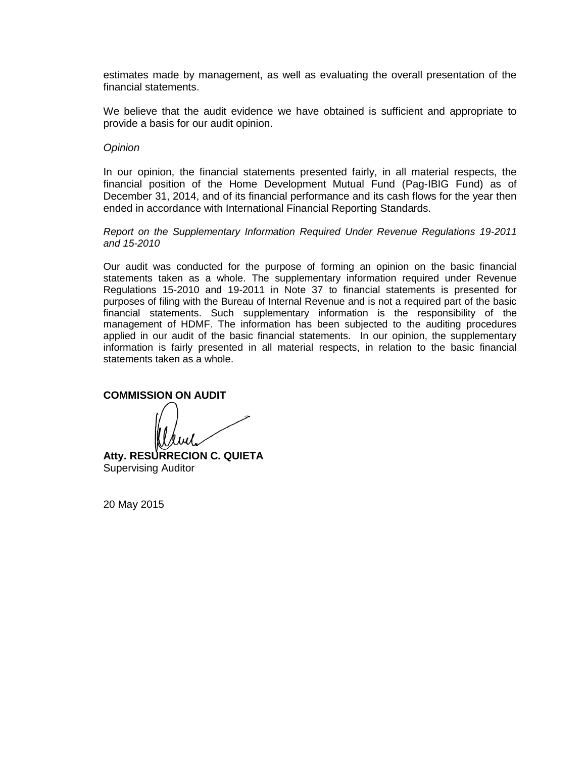estimates made by management, as well as evaluating the overall presentation of the financial statements.

We believe that the audit evidence we have obtained is sufficient and appropriate to provide a basis for our audit opinion.

*Opinion*

In our opinion, the financial statements presented fairly, in all material respects, the financial position of the Home Development Mutual Fund (Pag-IBIG Fund) as of December 31, 2014, and of its financial performance and its cash flows for the year then ended in accordance with International Financial Reporting Standards.

*Report on the Supplementary Information Required Under Revenue Regulations 19-2011 and 15-2010*

Our audit was conducted for the purpose of forming an opinion on the basic financial statements taken as a whole. The supplementary information required under Revenue Regulations 15-2010 and 19-2011 in Note 37 to financial statements is presented for purposes of filing with the Bureau of Internal Revenue and is not a required part of the basic financial statements. Such supplementary information is the responsibility of the management of HDMF. The information has been subjected to the auditing procedures applied in our audit of the basic financial statements. In our opinion, the supplementary information is fairly presented in all material respects, in relation to the basic financial statements taken as a whole.

**COMMISSION ON AUDIT**

**Atty. RESURRECION C. QUIETA**
Supervising Auditor

20 May 2015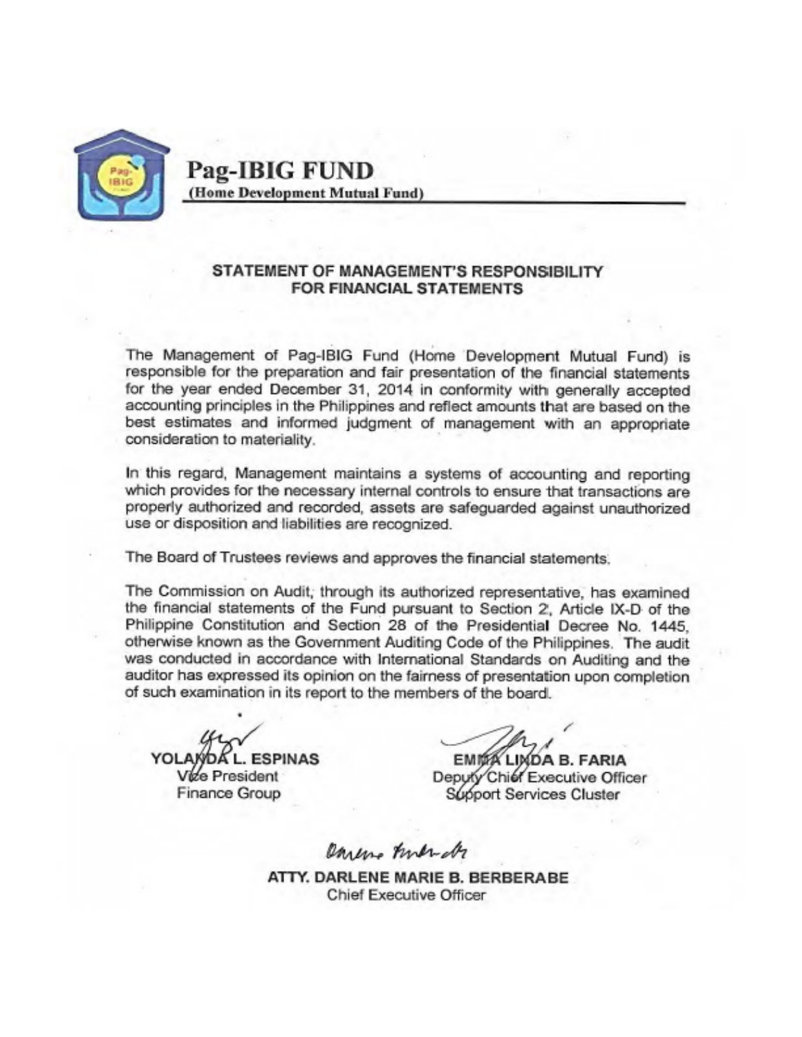**Pag-IBIG FUND**
**(Home Development Mutual Fund)**

## STATEMENT OF MANAGEMENT'S RESPONSIBILITY FOR FINANCIAL STATEMENTS

The Management of Pag-IBIG Fund (Home Development Mutual Fund) is responsible for the preparation and fair presentation of the financial statements for the year ended December 31, 2014 in conformity with generally accepted accounting principles in the Philippines and reflect amounts that are based on the best estimates and informed judgment of management with an appropriate consideration to materiality.

In this regard, Management maintains a systems of accounting and reporting which provides for the necessary internal controls to ensure that transactions are properly authorized and recorded, assets are safeguarded against unauthorized use or disposition and liabilities are recognized.

The Board of Trustees reviews and approves the financial statements.

The Commission on Audit, through its authorized representative, has examined the financial statements of the Fund pursuant to Section 2, Article IX-D of the Philippine Constitution and Section 28 of the Presidential Decree No. 1445, otherwise known as the Government Auditing Code of the Philippines. The audit was conducted in accordance with International Standards on Auditing and the auditor has expressed its opinion on the fairness of presentation upon completion of such examination in its report to the members of the board.

**YOLANDA L. ESPINAS**
Vice President
Finance Group

**EMMA LINDA B. FARIA**
Deputy Chief Executive Officer
Support Services Cluster

**ATTY. DARLENE MARIE B. BERBERABE**
Chief Executive Officer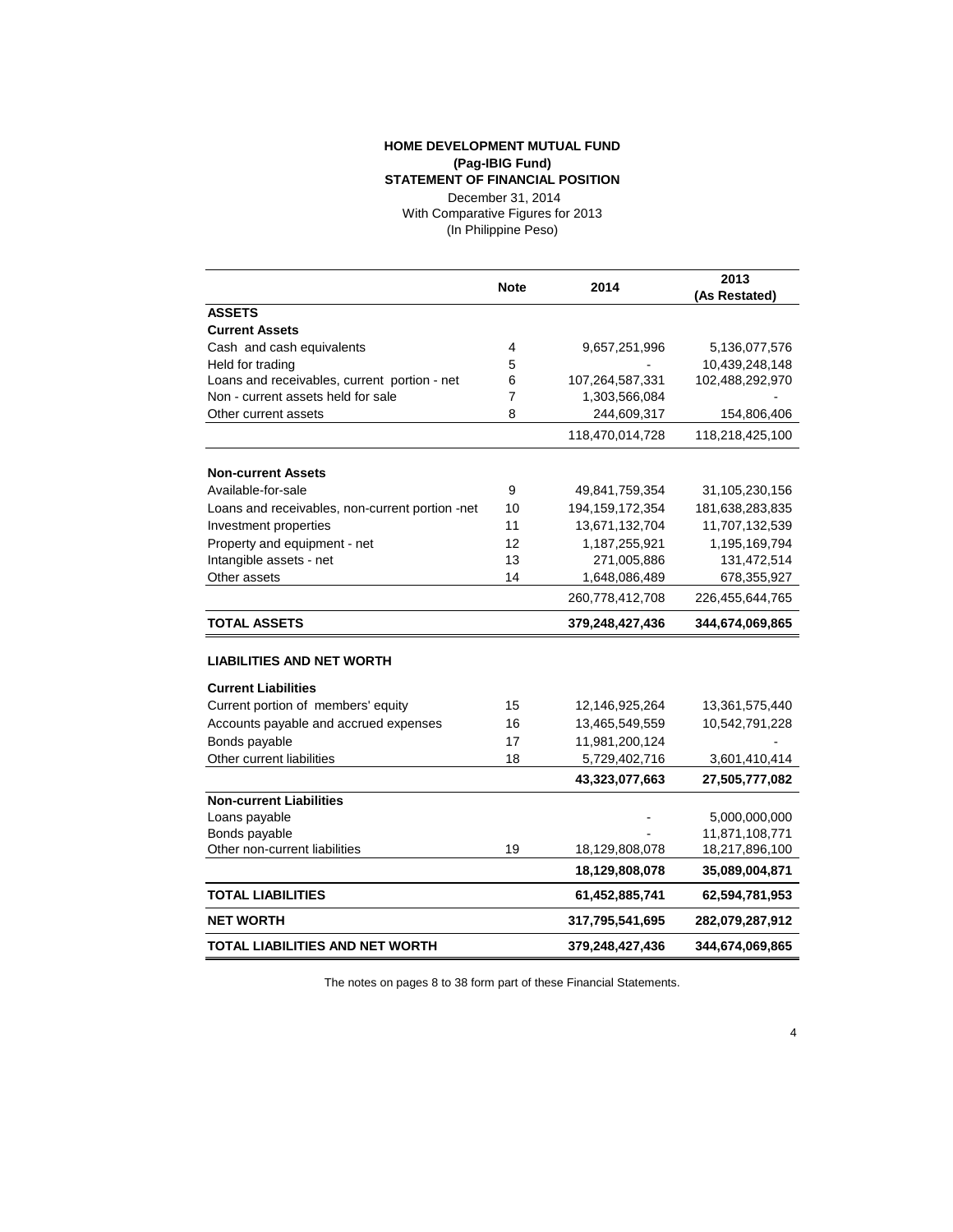# HOME DEVELOPMENT MUTUAL FUND
## (Pag-IBIG Fund)
## STATEMENT OF FINANCIAL POSITION

December 31, 2014
With Comparative Figures for 2013
(In Philippine Peso)

| | Note | 2014 | 2013 (As Restated) |
|---|---|---|---|
| **ASSETS** | | | |
| **Current Assets** | | | |
| Cash and cash equivalents | 4 | 9,657,251,996 | 5,136,077,576 |
| Held for trading | 5 | - | 10,439,248,148 |
| Loans and receivables, current portion - net | 6 | 107,264,587,331 | 102,488,292,970 |
| Non - current assets held for sale | 7 | 1,303,566,084 | - |
| Other current assets | 8 | 244,609,317 | 154,806,406 |
| | | 118,470,014,728 | 118,218,425,100 |
| **Non-current Assets** | | | |
| Available-for-sale | 9 | 49,841,759,354 | 31,105,230,156 |
| Loans and receivables, non-current portion -net | 10 | 194,159,172,354 | 181,638,283,835 |
| Investment properties | 11 | 13,671,132,704 | 11,707,132,539 |
| Property and equipment - net | 12 | 1,187,255,921 | 1,195,169,794 |
| Intangible assets - net | 13 | 271,005,886 | 131,472,514 |
| Other assets | 14 | 1,648,086,489 | 678,355,927 |
| | | 260,778,412,708 | 226,455,644,765 |
| **TOTAL ASSETS** | | **379,248,427,436** | **344,674,069,865** |
| **LIABILITIES AND NET WORTH** | | | |
| **Current Liabilities** | | | |
| Current portion of members' equity | 15 | 12,146,925,264 | 13,361,575,440 |
| Accounts payable and accrued expenses | 16 | 13,465,549,559 | 10,542,791,228 |
| Bonds payable | 17 | 11,981,200,124 | - |
| Other current liabilities | 18 | 5,729,402,716 | 3,601,410,414 |
| | | **43,323,077,663** | **27,505,777,082** |
| **Non-current Liabilities** | | | |
| Loans payable | | - | 5,000,000,000 |
| Bonds payable | | - | 11,871,108,771 |
| Other non-current liabilities | 19 | 18,129,808,078 | 18,217,896,100 |
| | | **18,129,808,078** | **35,089,004,871** |
| **TOTAL LIABILITIES** | | **61,452,885,741** | **62,594,781,953** |
| **NET WORTH** | | **317,795,541,695** | **282,079,287,912** |
| **TOTAL LIABILITIES AND NET WORTH** | | **379,248,427,436** | **344,674,069,865** |

The notes on pages 8 to 38 form part of these Financial Statements.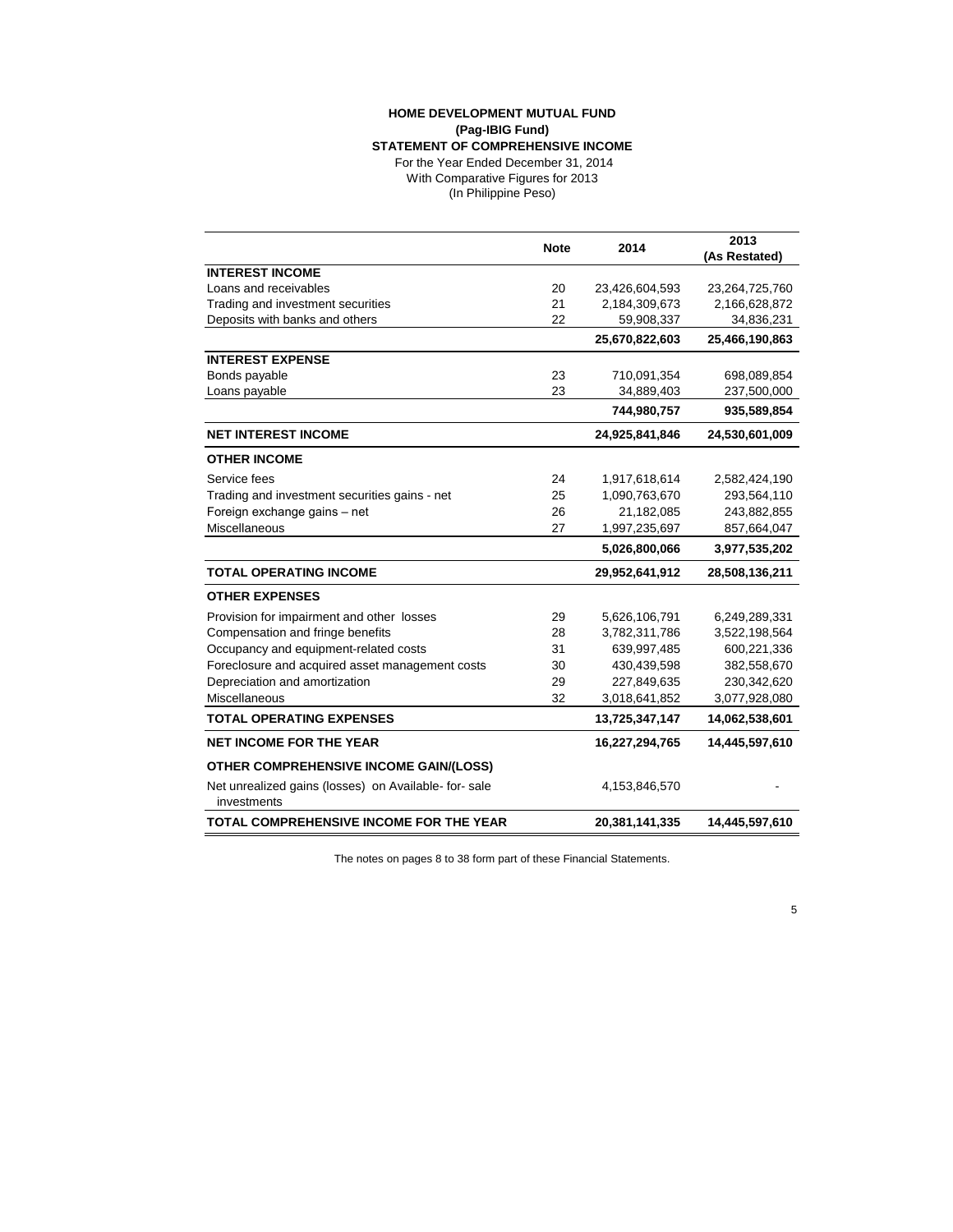**HOME DEVELOPMENT MUTUAL FUND**
**(Pag-IBIG Fund)**
**STATEMENT OF COMPREHENSIVE INCOME**
For the Year Ended December 31, 2014
With Comparative Figures for 2013
(In Philippine Peso)

| | Note | 2014 | 2013 (As Restated) |
|---|---|---|---|
| **INTEREST INCOME** | | | |
| Loans and receivables | 20 | 23,426,604,593 | 23,264,725,760 |
| Trading and investment securities | 21 | 2,184,309,673 | 2,166,628,872 |
| Deposits with banks and others | 22 | 59,908,337 | 34,836,231 |
| | | **25,670,822,603** | **25,466,190,863** |
| **INTEREST EXPENSE** | | | |
| Bonds payable | 23 | 710,091,354 | 698,089,854 |
| Loans payable | 23 | 34,889,403 | 237,500,000 |
| | | **744,980,757** | **935,589,854** |
| **NET INTEREST INCOME** | | **24,925,841,846** | **24,530,601,009** |
| **OTHER INCOME** | | | |
| Service fees | 24 | 1,917,618,614 | 2,582,424,190 |
| Trading and investment securities gains - net | 25 | 1,090,763,670 | 293,564,110 |
| Foreign exchange gains – net | 26 | 21,182,085 | 243,882,855 |
| Miscellaneous | 27 | 1,997,235,697 | 857,664,047 |
| | | **5,026,800,066** | **3,977,535,202** |
| **TOTAL OPERATING INCOME** | | **29,952,641,912** | **28,508,136,211** |
| **OTHER EXPENSES** | | | |
| Provision for impairment and other losses | 29 | 5,626,106,791 | 6,249,289,331 |
| Compensation and fringe benefits | 28 | 3,782,311,786 | 3,522,198,564 |
| Occupancy and equipment-related costs | 31 | 639,997,485 | 600,221,336 |
| Foreclosure and acquired asset management costs | 30 | 430,439,598 | 382,558,670 |
| Depreciation and amortization | 29 | 227,849,635 | 230,342,620 |
| Miscellaneous | 32 | 3,018,641,852 | 3,077,928,080 |
| **TOTAL OPERATING EXPENSES** | | **13,725,347,147** | **14,062,538,601** |
| **NET INCOME FOR THE YEAR** | | **16,227,294,765** | **14,445,597,610** |
| **OTHER COMPREHENSIVE INCOME GAIN/(LOSS)** | | | |
| Net unrealized gains (losses) on Available- for- sale investments | | 4,153,846,570 | - |
| **TOTAL COMPREHENSIVE INCOME FOR THE YEAR** | | **20,381,141,335** | **14,445,597,610** |

The notes on pages 8 to 38 form part of these Financial Statements.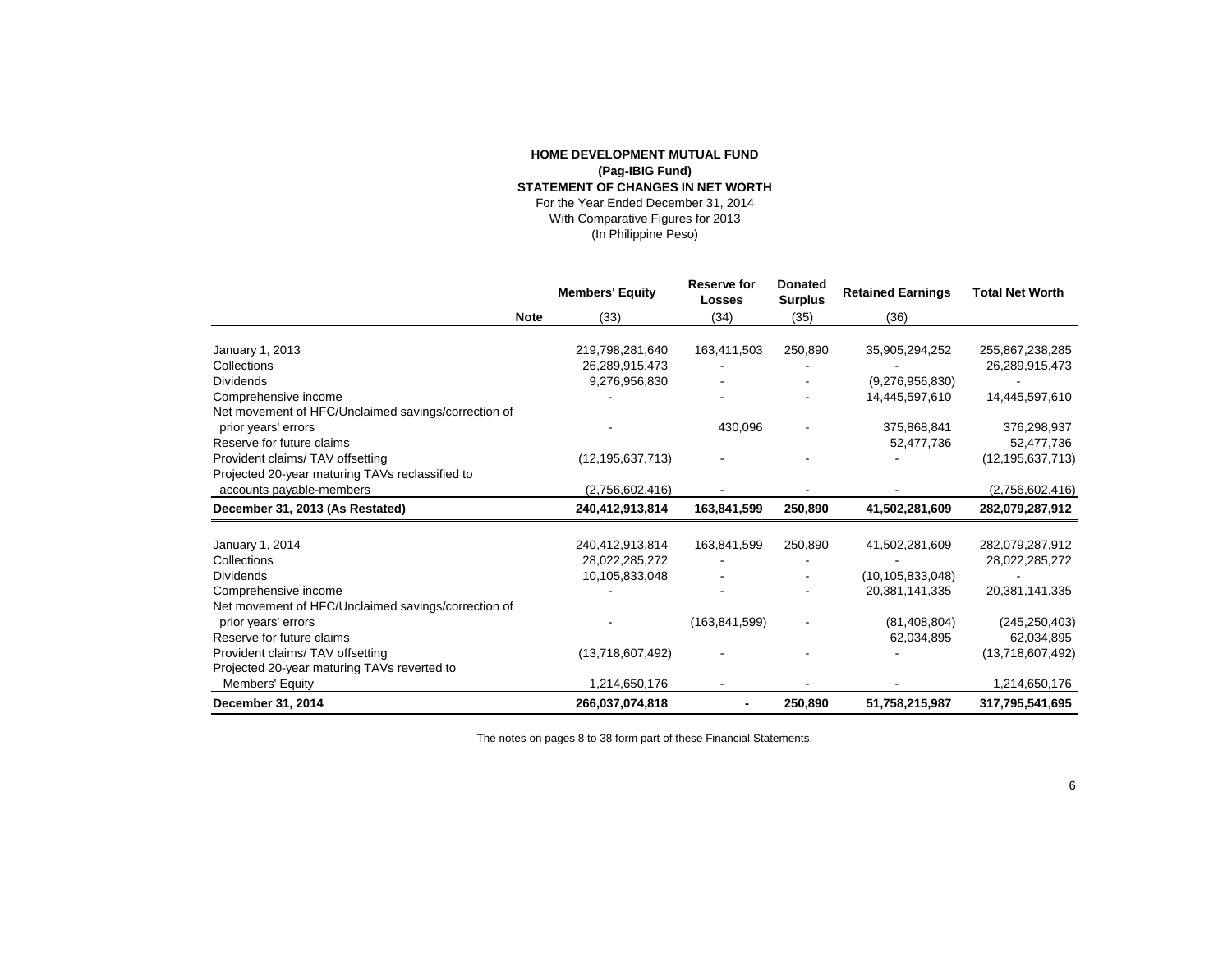**HOME DEVELOPMENT MUTUAL FUND**
**(Pag-IBIG Fund)**
**STATEMENT OF CHANGES IN NET WORTH**
For the Year Ended December 31, 2014
With Comparative Figures for 2013
(In Philippine Peso)

| | **Members' Equity** | **Reserve for Losses** | **Donated Surplus** | **Retained Earnings** | **Total Net Worth** |
|---|---|---|---|---|---|
| **Note** | (33) | (34) | (35) | (36) | |
| January 1, 2013 | 219,798,281,640 | 163,411,503 | 250,890 | 35,905,294,252 | 255,867,238,285 |
| Collections | 26,289,915,473 | - | - | - | 26,289,915,473 |
| Dividends | 9,276,956,830 | - | - | (9,276,956,830) | - |
| Comprehensive income | - | - | - | 14,445,597,610 | 14,445,597,610 |
| Net movement of HFC/Unclaimed savings/correction of prior years' errors | - | 430,096 | - | 375,868,841 | 376,298,937 |
| Reserve for future claims | | | | 52,477,736 | 52,477,736 |
| Provident claims/ TAV offsetting | (12,195,637,713) | - | - | - | (12,195,637,713) |
| Projected 20-year maturing TAVs reclassified to accounts payable-members | (2,756,602,416) | - | - | - | (2,756,602,416) |
| **December 31, 2013 (As Restated)** | **240,412,913,814** | **163,841,599** | **250,890** | **41,502,281,609** | **282,079,287,912** |
| January 1, 2014 | 240,412,913,814 | 163,841,599 | 250,890 | 41,502,281,609 | 282,079,287,912 |
| Collections | 28,022,285,272 | - | - | - | 28,022,285,272 |
| Dividends | 10,105,833,048 | - | - | (10,105,833,048) | - |
| Comprehensive income | - | - | - | 20,381,141,335 | 20,381,141,335 |
| Net movement of HFC/Unclaimed savings/correction of prior years' errors | - | (163,841,599) | - | (81,408,804) | (245,250,403) |
| Reserve for future claims | | | | 62,034,895 | 62,034,895 |
| Provident claims/ TAV offsetting | (13,718,607,492) | - | - | - | (13,718,607,492) |
| Projected 20-year maturing TAVs reverted to Members' Equity | 1,214,650,176 | - | - | - | 1,214,650,176 |
| **December 31, 2014** | **266,037,074,818** | **-** | **250,890** | **51,758,215,987** | **317,795,541,695** |

The notes on pages 8 to 38 form part of these Financial Statements.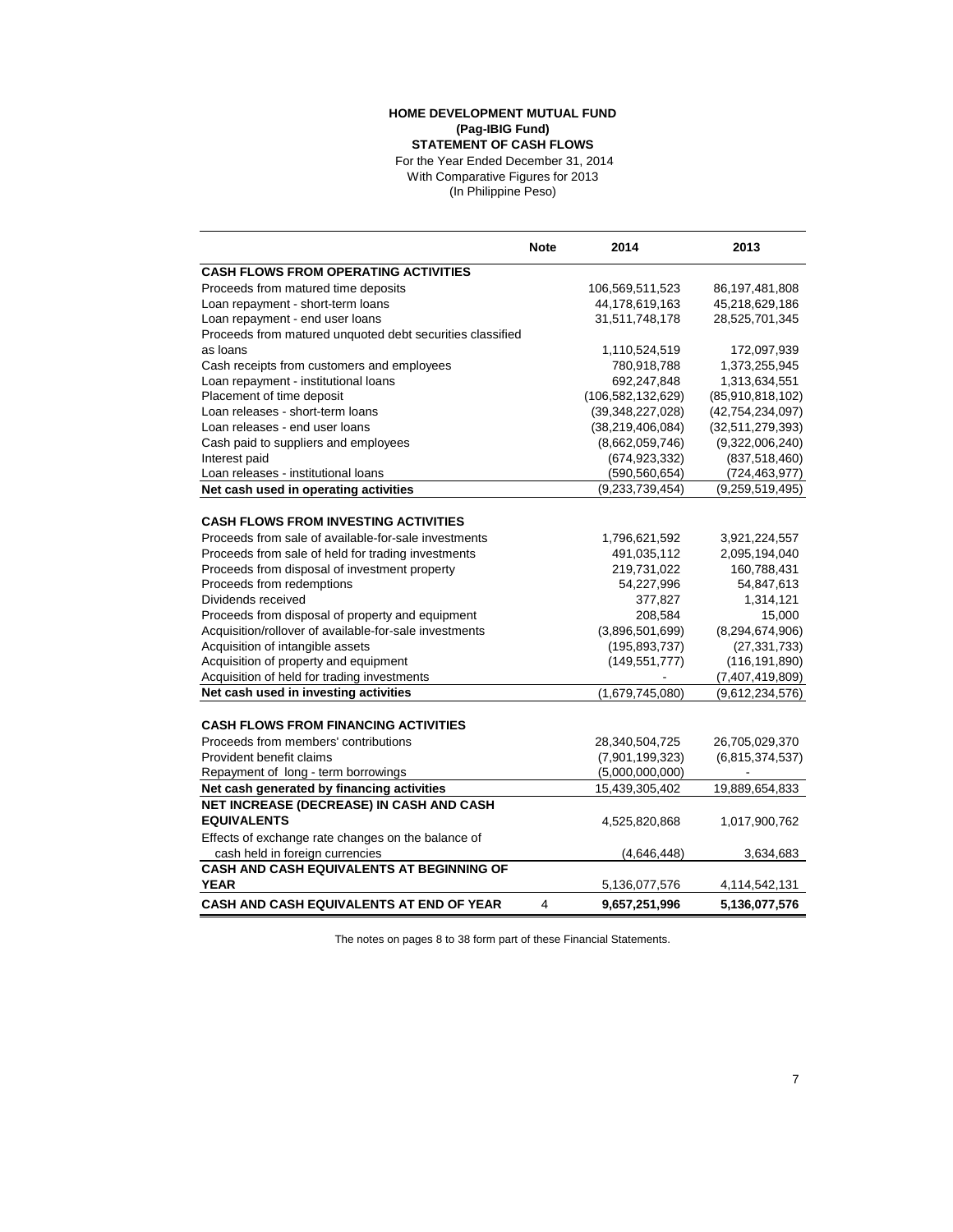**HOME DEVELOPMENT MUTUAL FUND**
**(Pag-IBIG Fund)**
**STATEMENT OF CASH FLOWS**
For the Year Ended December 31, 2014
With Comparative Figures for 2013
(In Philippine Peso)

| | Note | 2014 | 2013 |
|---|---|---|---|
| **CASH FLOWS FROM OPERATING ACTIVITIES** | | | |
| Proceeds from matured time deposits | | 106,569,511,523 | 86,197,481,808 |
| Loan repayment - short-term loans | | 44,178,619,163 | 45,218,629,186 |
| Loan repayment - end user loans | | 31,511,748,178 | 28,525,701,345 |
| Proceeds from matured unquoted debt securities classified as loans | | 1,110,524,519 | 172,097,939 |
| Cash receipts from customers and employees | | 780,918,788 | 1,373,255,945 |
| Loan repayment - institutional loans | | 692,247,848 | 1,313,634,551 |
| Placement of time deposit | | (106,582,132,629) | (85,910,818,102) |
| Loan releases - short-term loans | | (39,348,227,028) | (42,754,234,097) |
| Loan releases - end user loans | | (38,219,406,084) | (32,511,279,393) |
| Cash paid to suppliers and employees | | (8,662,059,746) | (9,322,006,240) |
| Interest paid | | (674,923,332) | (837,518,460) |
| Loan releases - institutional loans | | (590,560,654) | (724,463,977) |
| **Net cash used in operating activities** | | (9,233,739,454) | (9,259,519,495) |
| | | | |
| **CASH FLOWS FROM INVESTING ACTIVITIES** | | | |
| Proceeds from sale of available-for-sale investments | | 1,796,621,592 | 3,921,224,557 |
| Proceeds from sale of held for trading investments | | 491,035,112 | 2,095,194,040 |
| Proceeds from disposal of investment property | | 219,731,022 | 160,788,431 |
| Proceeds from redemptions | | 54,227,996 | 54,847,613 |
| Dividends received | | 377,827 | 1,314,121 |
| Proceeds from disposal of property and equipment | | 208,584 | 15,000 |
| Acquisition/rollover of available-for-sale investments | | (3,896,501,699) | (8,294,674,906) |
| Acquisition of intangible assets | | (195,893,737) | (27,331,733) |
| Acquisition of property and equipment | | (149,551,777) | (116,191,890) |
| Acquisition of held for trading investments | | - | (7,407,419,809) |
| **Net cash used in investing activities** | | (1,679,745,080) | (9,612,234,576) |
| | | | |
| **CASH FLOWS FROM FINANCING ACTIVITIES** | | | |
| Proceeds from members' contributions | | 28,340,504,725 | 26,705,029,370 |
| Provident benefit claims | | (7,901,199,323) | (6,815,374,537) |
| Repayment of long - term borrowings | | (5,000,000,000) | - |
| **Net cash generated by financing activities** | | 15,439,305,402 | 19,889,654,833 |
| **NET INCREASE (DECREASE) IN CASH AND CASH EQUIVALENTS** | | 4,525,820,868 | 1,017,900,762 |
| Effects of exchange rate changes on the balance of cash held in foreign currencies | | (4,646,448) | 3,634,683 |
| **CASH AND CASH EQUIVALENTS AT BEGINNING OF YEAR** | | 5,136,077,576 | 4,114,542,131 |
| **CASH AND CASH EQUIVALENTS AT END OF YEAR** | 4 | **9,657,251,996** | **5,136,077,576** |

The notes on pages 8 to 38 form part of these Financial Statements.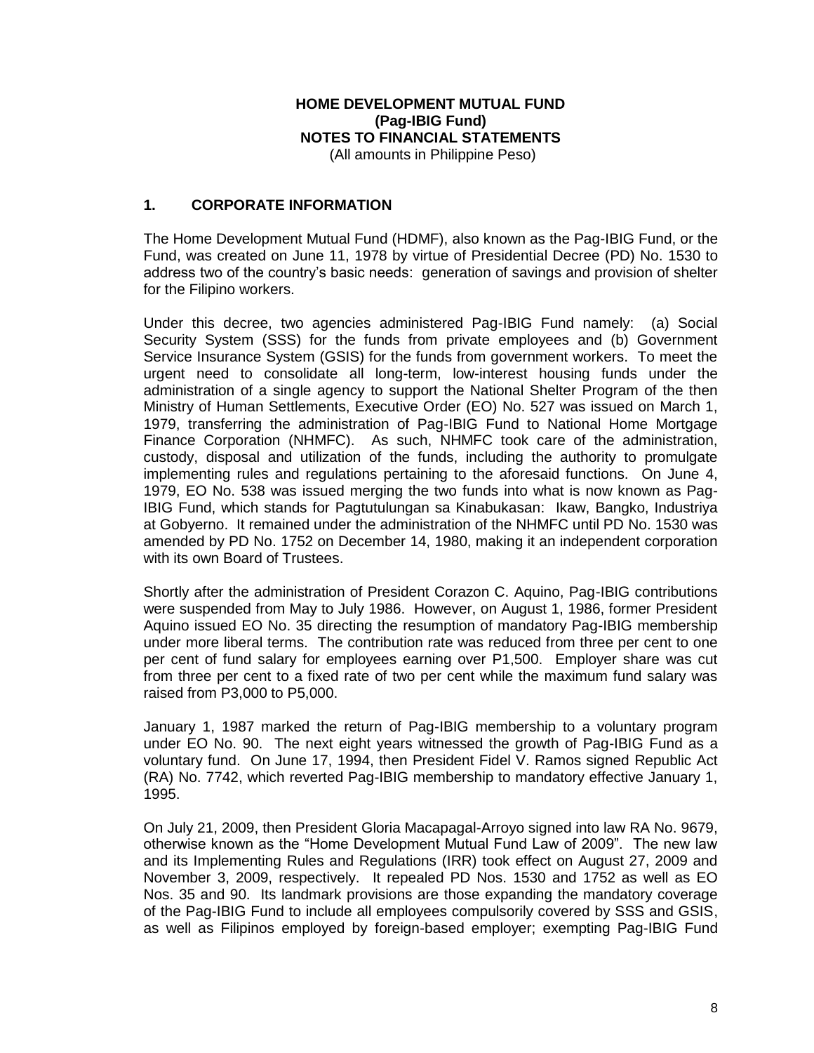**HOME DEVELOPMENT MUTUAL FUND**
**(Pag-IBIG Fund)**
**NOTES TO FINANCIAL STATEMENTS**
(All amounts in Philippine Peso)

## 1. CORPORATE INFORMATION

The Home Development Mutual Fund (HDMF), also known as the Pag-IBIG Fund, or the Fund, was created on June 11, 1978 by virtue of Presidential Decree (PD) No. 1530 to address two of the country's basic needs: generation of savings and provision of shelter for the Filipino workers.

Under this decree, two agencies administered Pag-IBIG Fund namely: (a) Social Security System (SSS) for the funds from private employees and (b) Government Service Insurance System (GSIS) for the funds from government workers. To meet the urgent need to consolidate all long-term, low-interest housing funds under the administration of a single agency to support the National Shelter Program of the then Ministry of Human Settlements, Executive Order (EO) No. 527 was issued on March 1, 1979, transferring the administration of Pag-IBIG Fund to National Home Mortgage Finance Corporation (NHMFC). As such, NHMFC took care of the administration, custody, disposal and utilization of the funds, including the authority to promulgate implementing rules and regulations pertaining to the aforesaid functions. On June 4, 1979, EO No. 538 was issued merging the two funds into what is now known as Pag-IBIG Fund, which stands for Pagtutulungan sa Kinabukasan: Ikaw, Bangko, Industriya at Gobyerno. It remained under the administration of the NHMFC until PD No. 1530 was amended by PD No. 1752 on December 14, 1980, making it an independent corporation with its own Board of Trustees.

Shortly after the administration of President Corazon C. Aquino, Pag-IBIG contributions were suspended from May to July 1986. However, on August 1, 1986, former President Aquino issued EO No. 35 directing the resumption of mandatory Pag-IBIG membership under more liberal terms. The contribution rate was reduced from three per cent to one per cent of fund salary for employees earning over P1,500. Employer share was cut from three per cent to a fixed rate of two per cent while the maximum fund salary was raised from P3,000 to P5,000.

January 1, 1987 marked the return of Pag-IBIG membership to a voluntary program under EO No. 90. The next eight years witnessed the growth of Pag-IBIG Fund as a voluntary fund. On June 17, 1994, then President Fidel V. Ramos signed Republic Act (RA) No. 7742, which reverted Pag-IBIG membership to mandatory effective January 1, 1995.

On July 21, 2009, then President Gloria Macapagal-Arroyo signed into law RA No. 9679, otherwise known as the "Home Development Mutual Fund Law of 2009". The new law and its Implementing Rules and Regulations (IRR) took effect on August 27, 2009 and November 3, 2009, respectively. It repealed PD Nos. 1530 and 1752 as well as EO Nos. 35 and 90. Its landmark provisions are those expanding the mandatory coverage of the Pag-IBIG Fund to include all employees compulsorily covered by SSS and GSIS, as well as Filipinos employed by foreign-based employer; exempting Pag-IBIG Fund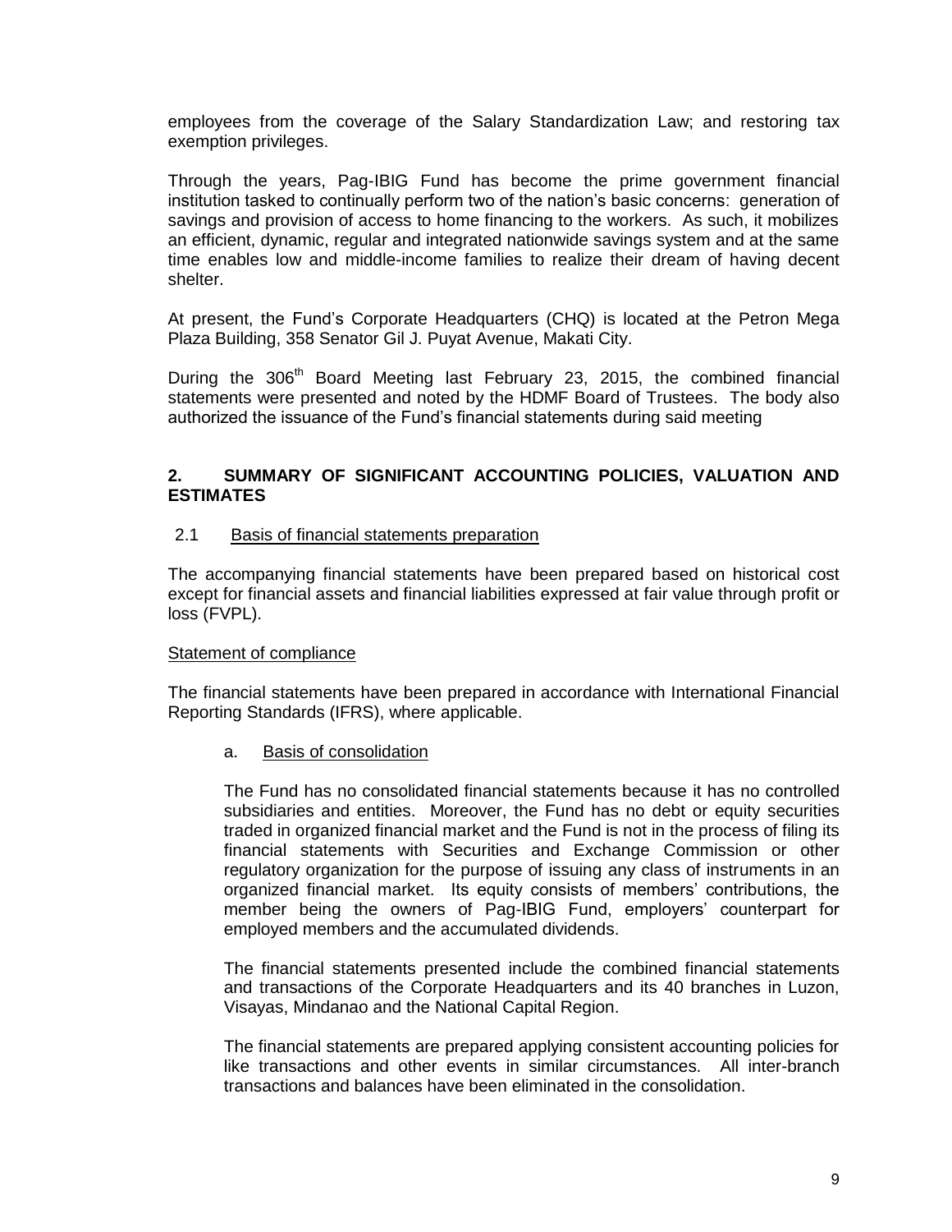employees from the coverage of the Salary Standardization Law; and restoring tax exemption privileges.

Through the years, Pag-IBIG Fund has become the prime government financial institution tasked to continually perform two of the nation's basic concerns: generation of savings and provision of access to home financing to the workers. As such, it mobilizes an efficient, dynamic, regular and integrated nationwide savings system and at the same time enables low and middle-income families to realize their dream of having decent shelter.

At present, the Fund's Corporate Headquarters (CHQ) is located at the Petron Mega Plaza Building, 358 Senator Gil J. Puyat Avenue, Makati City.

During the 306th Board Meeting last February 23, 2015, the combined financial statements were presented and noted by the HDMF Board of Trustees. The body also authorized the issuance of the Fund's financial statements during said meeting

## 2. SUMMARY OF SIGNIFICANT ACCOUNTING POLICIES, VALUATION AND ESTIMATES

### 2.1 Basis of financial statements preparation

The accompanying financial statements have been prepared based on historical cost except for financial assets and financial liabilities expressed at fair value through profit or loss (FVPL).

#### Statement of compliance

The financial statements have been prepared in accordance with International Financial Reporting Standards (IFRS), where applicable.

a. Basis of consolidation

The Fund has no consolidated financial statements because it has no controlled subsidiaries and entities. Moreover, the Fund has no debt or equity securities traded in organized financial market and the Fund is not in the process of filing its financial statements with Securities and Exchange Commission or other regulatory organization for the purpose of issuing any class of instruments in an organized financial market. Its equity consists of members' contributions, the member being the owners of Pag-IBIG Fund, employers' counterpart for employed members and the accumulated dividends.

The financial statements presented include the combined financial statements and transactions of the Corporate Headquarters and its 40 branches in Luzon, Visayas, Mindanao and the National Capital Region.

The financial statements are prepared applying consistent accounting policies for like transactions and other events in similar circumstances. All inter-branch transactions and balances have been eliminated in the consolidation.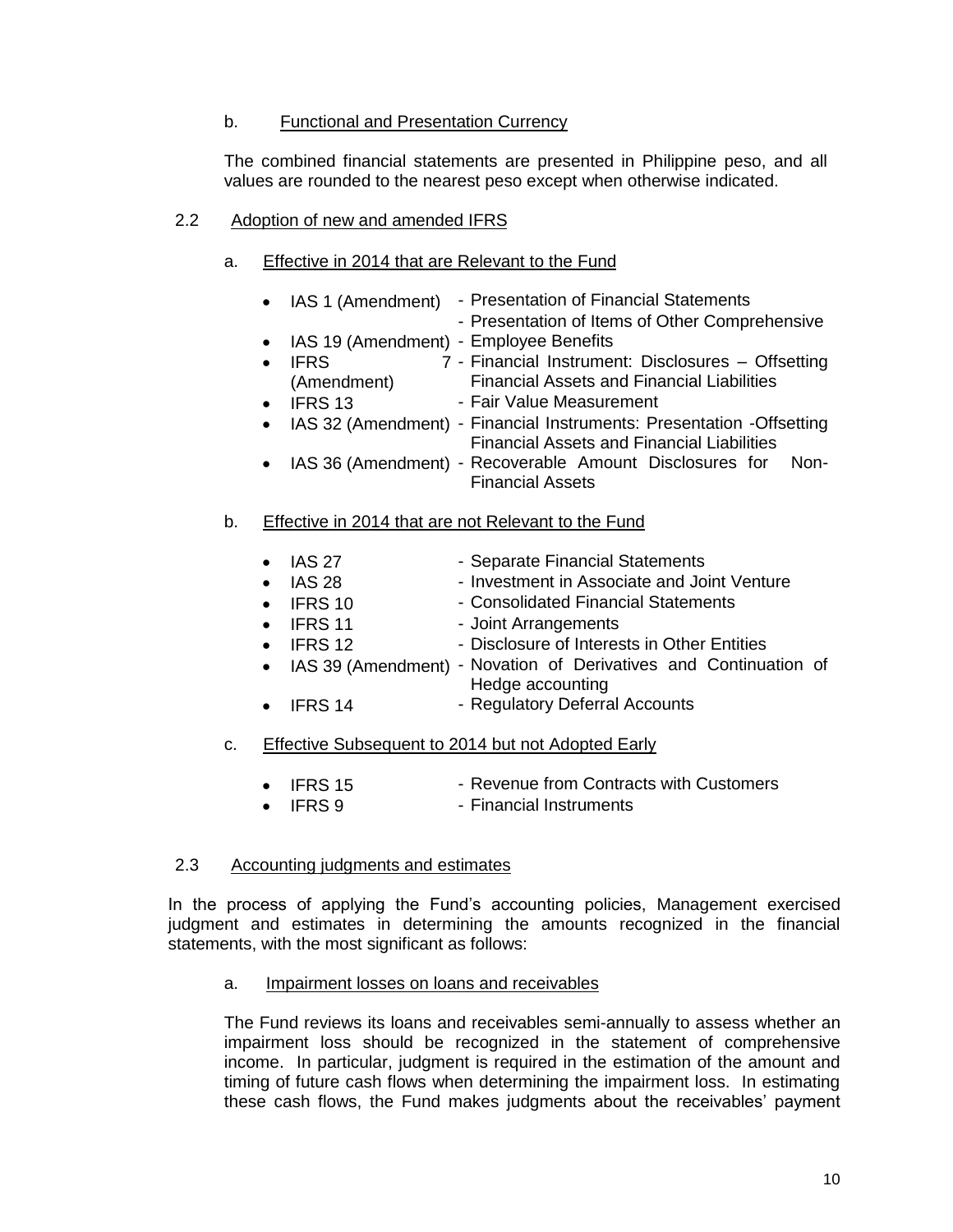b. Functional and Presentation Currency

The combined financial statements are presented in Philippine peso, and all values are rounded to the nearest peso except when otherwise indicated.

2.2 Adoption of new and amended IFRS

a. Effective in 2014 that are Relevant to the Fund

- IAS 1 (Amendment) - Presentation of Financial Statements
  - Presentation of Items of Other Comprehensive
- IAS 19 (Amendment) - Employee Benefits
- IFRS 7 (Amendment) - Financial Instrument: Disclosures – Offsetting Financial Assets and Financial Liabilities
- IFRS 13 - Fair Value Measurement
- IAS 32 (Amendment) - Financial Instruments: Presentation -Offsetting Financial Assets and Financial Liabilities
- IAS 36 (Amendment) - Recoverable Amount Disclosures for Non-Financial Assets

b. Effective in 2014 that are not Relevant to the Fund

- IAS 27 - Separate Financial Statements
- IAS 28 - Investment in Associate and Joint Venture
- IFRS 10 - Consolidated Financial Statements
- IFRS 11 - Joint Arrangements
- IFRS 12 - Disclosure of Interests in Other Entities
- IAS 39 (Amendment) - Novation of Derivatives and Continuation of Hedge accounting
- IFRS 14 - Regulatory Deferral Accounts

c. Effective Subsequent to 2014 but not Adopted Early

- IFRS 15 - Revenue from Contracts with Customers
- IFRS 9 - Financial Instruments

2.3 Accounting judgments and estimates

In the process of applying the Fund's accounting policies, Management exercised judgment and estimates in determining the amounts recognized in the financial statements, with the most significant as follows:

a. Impairment losses on loans and receivables

The Fund reviews its loans and receivables semi-annually to assess whether an impairment loss should be recognized in the statement of comprehensive income. In particular, judgment is required in the estimation of the amount and timing of future cash flows when determining the impairment loss. In estimating these cash flows, the Fund makes judgments about the receivables' payment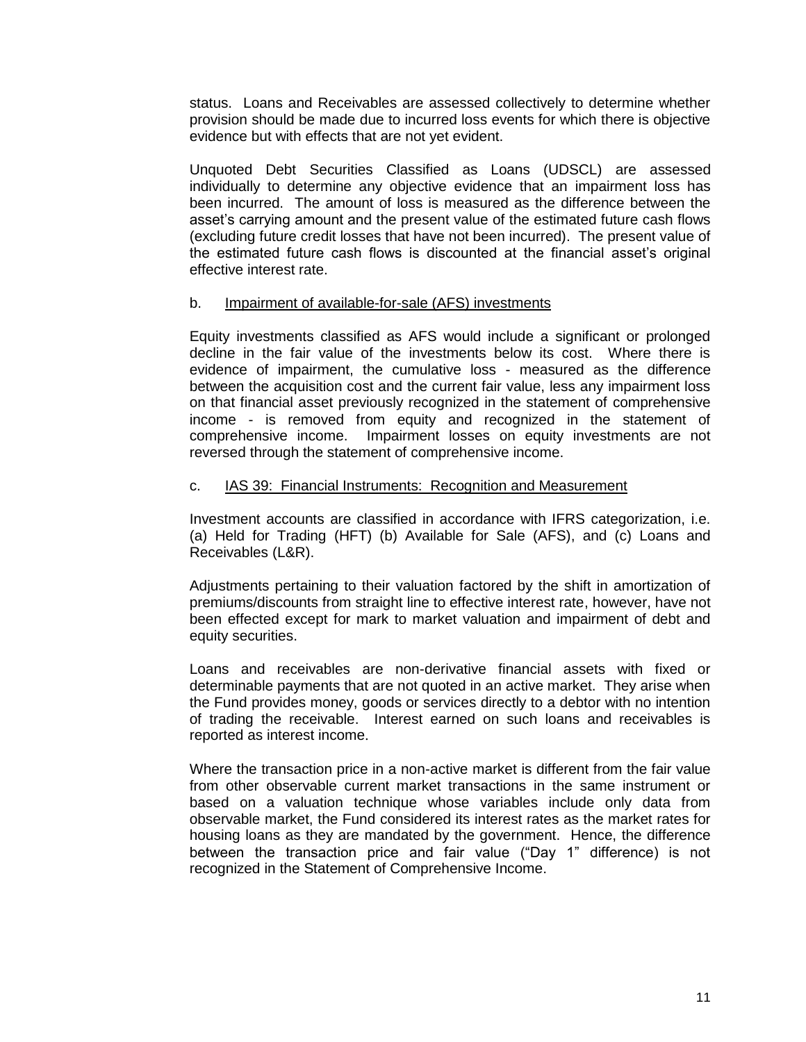status. Loans and Receivables are assessed collectively to determine whether provision should be made due to incurred loss events for which there is objective evidence but with effects that are not yet evident.

Unquoted Debt Securities Classified as Loans (UDSCL) are assessed individually to determine any objective evidence that an impairment loss has been incurred. The amount of loss is measured as the difference between the asset's carrying amount and the present value of the estimated future cash flows (excluding future credit losses that have not been incurred). The present value of the estimated future cash flows is discounted at the financial asset's original effective interest rate.

b. Impairment of available-for-sale (AFS) investments

Equity investments classified as AFS would include a significant or prolonged decline in the fair value of the investments below its cost. Where there is evidence of impairment, the cumulative loss - measured as the difference between the acquisition cost and the current fair value, less any impairment loss on that financial asset previously recognized in the statement of comprehensive income - is removed from equity and recognized in the statement of comprehensive income. Impairment losses on equity investments are not reversed through the statement of comprehensive income.

c. IAS 39: Financial Instruments: Recognition and Measurement

Investment accounts are classified in accordance with IFRS categorization, i.e. (a) Held for Trading (HFT) (b) Available for Sale (AFS), and (c) Loans and Receivables (L&R).

Adjustments pertaining to their valuation factored by the shift in amortization of premiums/discounts from straight line to effective interest rate, however, have not been effected except for mark to market valuation and impairment of debt and equity securities.

Loans and receivables are non-derivative financial assets with fixed or determinable payments that are not quoted in an active market. They arise when the Fund provides money, goods or services directly to a debtor with no intention of trading the receivable. Interest earned on such loans and receivables is reported as interest income.

Where the transaction price in a non-active market is different from the fair value from other observable current market transactions in the same instrument or based on a valuation technique whose variables include only data from observable market, the Fund considered its interest rates as the market rates for housing loans as they are mandated by the government. Hence, the difference between the transaction price and fair value ("Day 1" difference) is not recognized in the Statement of Comprehensive Income.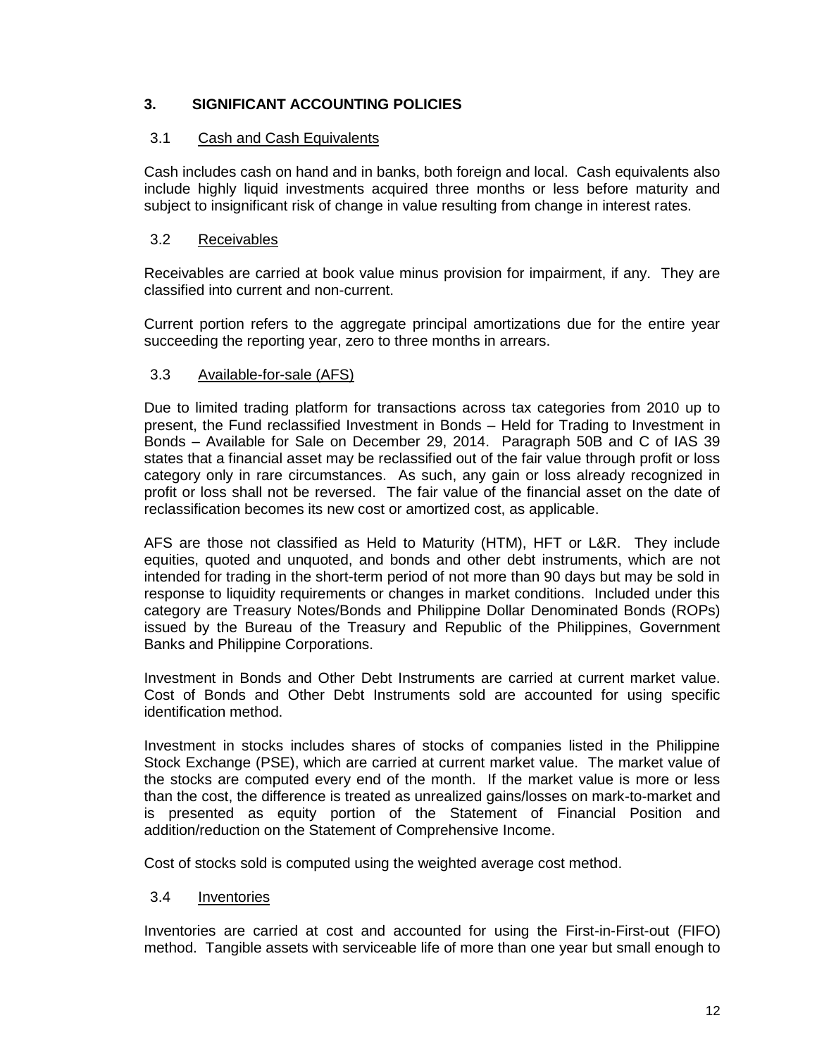## 3. SIGNIFICANT ACCOUNTING POLICIES

### 3.1 Cash and Cash Equivalents

Cash includes cash on hand and in banks, both foreign and local. Cash equivalents also include highly liquid investments acquired three months or less before maturity and subject to insignificant risk of change in value resulting from change in interest rates.

### 3.2 Receivables

Receivables are carried at book value minus provision for impairment, if any. They are classified into current and non-current.

Current portion refers to the aggregate principal amortizations due for the entire year succeeding the reporting year, zero to three months in arrears.

### 3.3 Available-for-sale (AFS)

Due to limited trading platform for transactions across tax categories from 2010 up to present, the Fund reclassified Investment in Bonds – Held for Trading to Investment in Bonds – Available for Sale on December 29, 2014. Paragraph 50B and C of IAS 39 states that a financial asset may be reclassified out of the fair value through profit or loss category only in rare circumstances. As such, any gain or loss already recognized in profit or loss shall not be reversed. The fair value of the financial asset on the date of reclassification becomes its new cost or amortized cost, as applicable.

AFS are those not classified as Held to Maturity (HTM), HFT or L&R. They include equities, quoted and unquoted, and bonds and other debt instruments, which are not intended for trading in the short-term period of not more than 90 days but may be sold in response to liquidity requirements or changes in market conditions. Included under this category are Treasury Notes/Bonds and Philippine Dollar Denominated Bonds (ROPs) issued by the Bureau of the Treasury and Republic of the Philippines, Government Banks and Philippine Corporations.

Investment in Bonds and Other Debt Instruments are carried at current market value. Cost of Bonds and Other Debt Instruments sold are accounted for using specific identification method.

Investment in stocks includes shares of stocks of companies listed in the Philippine Stock Exchange (PSE), which are carried at current market value. The market value of the stocks are computed every end of the month. If the market value is more or less than the cost, the difference is treated as unrealized gains/losses on mark-to-market and is presented as equity portion of the Statement of Financial Position and addition/reduction on the Statement of Comprehensive Income.

Cost of stocks sold is computed using the weighted average cost method.

### 3.4 Inventories

Inventories are carried at cost and accounted for using the First-in-First-out (FIFO) method. Tangible assets with serviceable life of more than one year but small enough to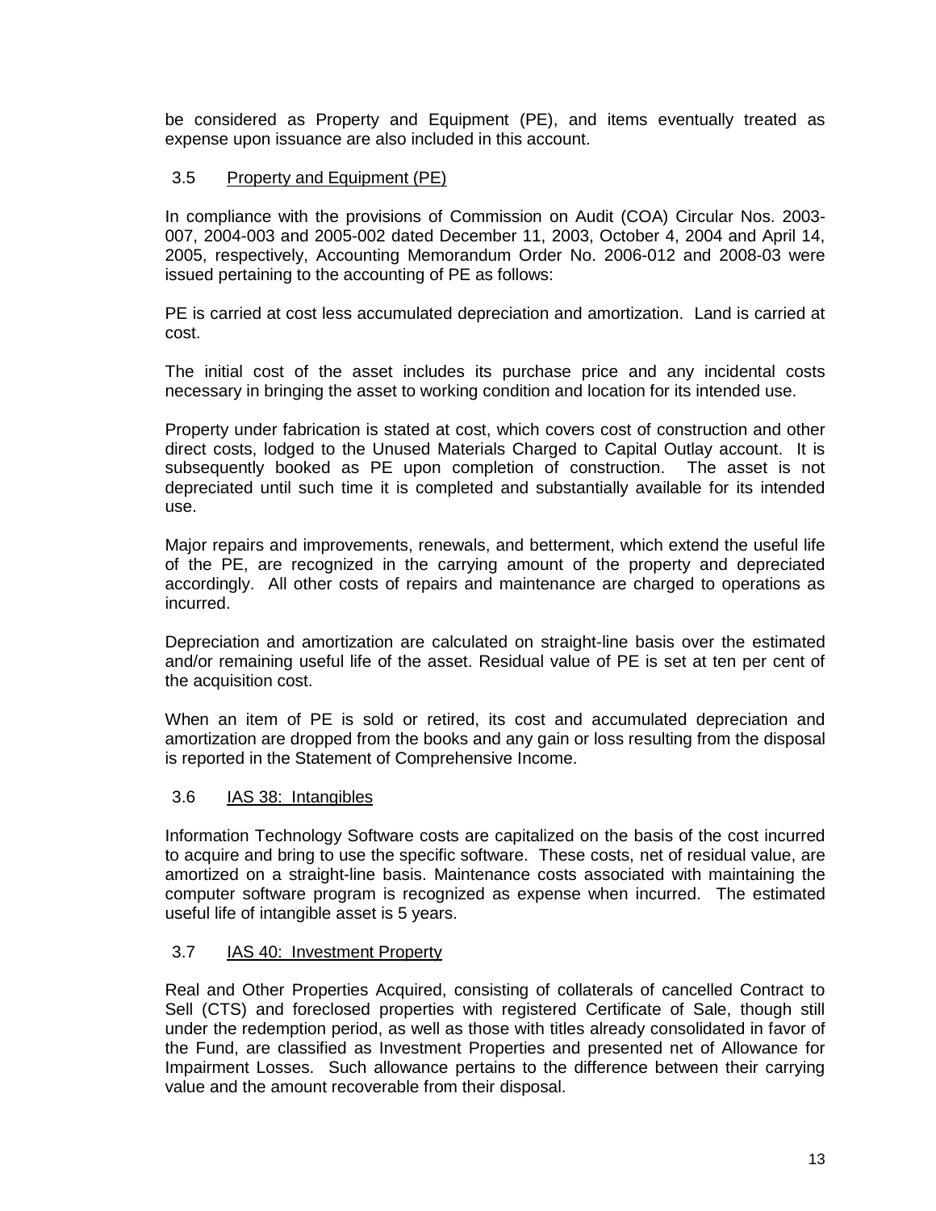be considered as Property and Equipment (PE), and items eventually treated as expense upon issuance are also included in this account.

### 3.5 Property and Equipment (PE)

In compliance with the provisions of Commission on Audit (COA) Circular Nos. 2003-007, 2004-003 and 2005-002 dated December 11, 2003, October 4, 2004 and April 14, 2005, respectively, Accounting Memorandum Order No. 2006-012 and 2008-03 were issued pertaining to the accounting of PE as follows:

PE is carried at cost less accumulated depreciation and amortization. Land is carried at cost.

The initial cost of the asset includes its purchase price and any incidental costs necessary in bringing the asset to working condition and location for its intended use.

Property under fabrication is stated at cost, which covers cost of construction and other direct costs, lodged to the Unused Materials Charged to Capital Outlay account. It is subsequently booked as PE upon completion of construction. The asset is not depreciated until such time it is completed and substantially available for its intended use.

Major repairs and improvements, renewals, and betterment, which extend the useful life of the PE, are recognized in the carrying amount of the property and depreciated accordingly. All other costs of repairs and maintenance are charged to operations as incurred.

Depreciation and amortization are calculated on straight-line basis over the estimated and/or remaining useful life of the asset. Residual value of PE is set at ten per cent of the acquisition cost.

When an item of PE is sold or retired, its cost and accumulated depreciation and amortization are dropped from the books and any gain or loss resulting from the disposal is reported in the Statement of Comprehensive Income.

### 3.6 IAS 38: Intangibles

Information Technology Software costs are capitalized on the basis of the cost incurred to acquire and bring to use the specific software. These costs, net of residual value, are amortized on a straight-line basis. Maintenance costs associated with maintaining the computer software program is recognized as expense when incurred. The estimated useful life of intangible asset is 5 years.

### 3.7 IAS 40: Investment Property

Real and Other Properties Acquired, consisting of collaterals of cancelled Contract to Sell (CTS) and foreclosed properties with registered Certificate of Sale, though still under the redemption period, as well as those with titles already consolidated in favor of the Fund, are classified as Investment Properties and presented net of Allowance for Impairment Losses. Such allowance pertains to the difference between their carrying value and the amount recoverable from their disposal.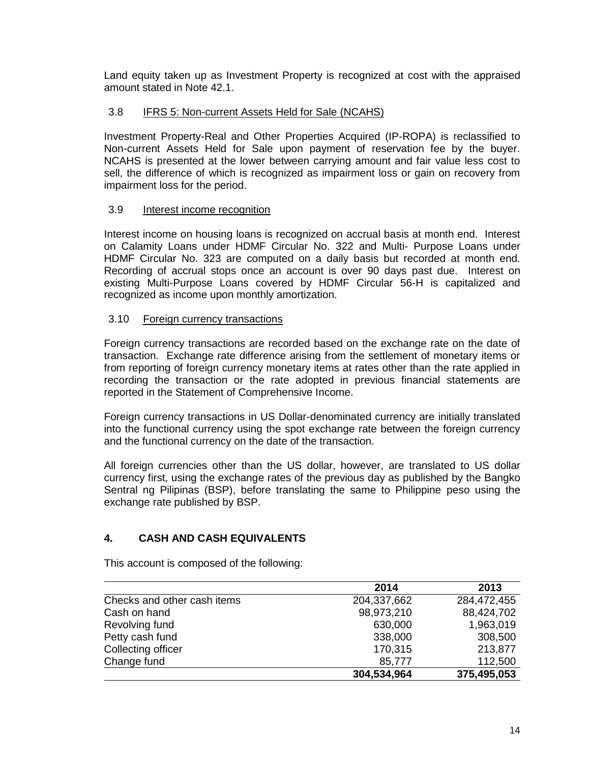Land equity taken up as Investment Property is recognized at cost with the appraised amount stated in Note 42.1.

### 3.8 IFRS 5: Non-current Assets Held for Sale (NCAHS)

Investment Property-Real and Other Properties Acquired (IP-ROPA) is reclassified to Non-current Assets Held for Sale upon payment of reservation fee by the buyer. NCAHS is presented at the lower between carrying amount and fair value less cost to sell, the difference of which is recognized as impairment loss or gain on recovery from impairment loss for the period.

### 3.9 Interest income recognition

Interest income on housing loans is recognized on accrual basis at month end. Interest on Calamity Loans under HDMF Circular No. 322 and Multi- Purpose Loans under HDMF Circular No. 323 are computed on a daily basis but recorded at month end. Recording of accrual stops once an account is over 90 days past due. Interest on existing Multi-Purpose Loans covered by HDMF Circular 56-H is capitalized and recognized as income upon monthly amortization.

### 3.10 Foreign currency transactions

Foreign currency transactions are recorded based on the exchange rate on the date of transaction. Exchange rate difference arising from the settlement of monetary items or from reporting of foreign currency monetary items at rates other than the rate applied in recording the transaction or the rate adopted in previous financial statements are reported in the Statement of Comprehensive Income.

Foreign currency transactions in US Dollar-denominated currency are initially translated into the functional currency using the spot exchange rate between the foreign currency and the functional currency on the date of the transaction.

All foreign currencies other than the US dollar, however, are translated to US dollar currency first, using the exchange rates of the previous day as published by the Bangko Sentral ng Pilipinas (BSP), before translating the same to Philippine peso using the exchange rate published by BSP.

## 4. CASH AND CASH EQUIVALENTS

This account is composed of the following:

| | 2014 | 2013 |
|---|---|---|
| Checks and other cash items | 204,337,662 | 284,472,455 |
| Cash on hand | 98,973,210 | 88,424,702 |
| Revolving fund | 630,000 | 1,963,019 |
| Petty cash fund | 338,000 | 308,500 |
| Collecting officer | 170,315 | 213,877 |
| Change fund | 85,777 | 112,500 |
| | **304,534,964** | **375,495,053** |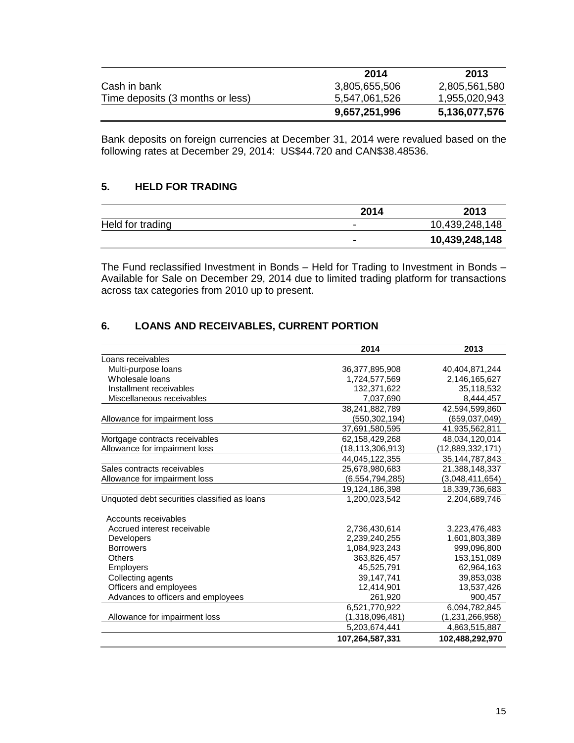| | 2014 | 2013 |
|---|---|---|
| Cash in bank | 3,805,655,506 | 2,805,561,580 |
| Time deposits (3 months or less) | 5,547,061,526 | 1,955,020,943 |
| | **9,657,251,996** | **5,136,077,576** |

Bank deposits on foreign currencies at December 31, 2014 were revalued based on the following rates at December 29, 2014: US$44.720 and CAN$38.48536.

## 5. HELD FOR TRADING

| | 2014 | 2013 |
|---|---|---|
| Held for trading | - | 10,439,248,148 |
| | **-** | **10,439,248,148** |

The Fund reclassified Investment in Bonds – Held for Trading to Investment in Bonds – Available for Sale on December 29, 2014 due to limited trading platform for transactions across tax categories from 2010 up to present.

## 6. LOANS AND RECEIVABLES, CURRENT PORTION

| | 2014 | 2013 |
|---|---|---|
| Loans receivables | | |
| Multi-purpose loans | 36,377,895,908 | 40,404,871,244 |
| Wholesale loans | 1,724,577,569 | 2,146,165,627 |
| Installment receivables | 132,371,622 | 35,118,532 |
| Miscellaneous receivables | 7,037,690 | 8,444,457 |
| | 38,241,882,789 | 42,594,599,860 |
| Allowance for impairment loss | (550,302,194) | (659,037,049) |
| | 37,691,580,595 | 41,935,562,811 |
| Mortgage contracts receivables | 62,158,429,268 | 48,034,120,014 |
| Allowance for impairment loss | (18,113,306,913) | (12,889,332,171) |
| | 44,045,122,355 | 35,144,787,843 |
| Sales contracts receivables | 25,678,980,683 | 21,388,148,337 |
| Allowance for impairment loss | (6,554,794,285) | (3,048,411,654) |
| | 19,124,186,398 | 18,339,736,683 |
| Unquoted debt securities classified as loans | 1,200,023,542 | 2,204,689,746 |
| Accounts receivables | | |
| Accrued interest receivable | 2,736,430,614 | 3,223,476,483 |
| Developers | 2,239,240,255 | 1,601,803,389 |
| Borrowers | 1,084,923,243 | 999,096,800 |
| Others | 363,826,457 | 153,151,089 |
| Employers | 45,525,791 | 62,964,163 |
| Collecting agents | 39,147,741 | 39,853,038 |
| Officers and employees | 12,414,901 | 13,537,426 |
| Advances to officers and employees | 261,920 | 900,457 |
| | 6,521,770,922 | 6,094,782,845 |
| Allowance for impairment loss | (1,318,096,481) | (1,231,266,958) |
| | 5,203,674,441 | 4,863,515,887 |
| | **107,264,587,331** | **102,488,292,970** |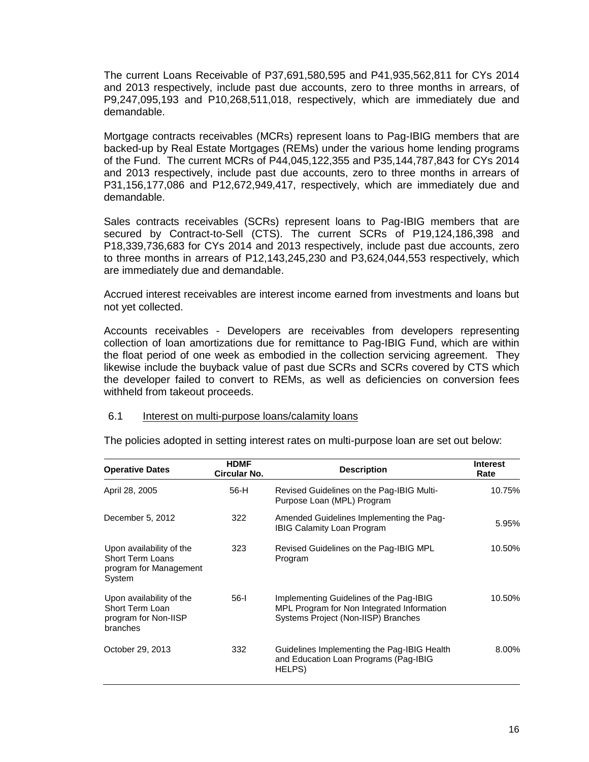The current Loans Receivable of P37,691,580,595 and P41,935,562,811 for CYs 2014 and 2013 respectively, include past due accounts, zero to three months in arrears, of P9,247,095,193 and P10,268,511,018, respectively, which are immediately due and demandable.

Mortgage contracts receivables (MCRs) represent loans to Pag-IBIG members that are backed-up by Real Estate Mortgages (REMs) under the various home lending programs of the Fund. The current MCRs of P44,045,122,355 and P35,144,787,843 for CYs 2014 and 2013 respectively, include past due accounts, zero to three months in arrears of P31,156,177,086 and P12,672,949,417, respectively, which are immediately due and demandable.

Sales contracts receivables (SCRs) represent loans to Pag-IBIG members that are secured by Contract-to-Sell (CTS). The current SCRs of P19,124,186,398 and P18,339,736,683 for CYs 2014 and 2013 respectively, include past due accounts, zero to three months in arrears of P12,143,245,230 and P3,624,044,553 respectively, which are immediately due and demandable.

Accrued interest receivables are interest income earned from investments and loans but not yet collected.

Accounts receivables - Developers are receivables from developers representing collection of loan amortizations due for remittance to Pag-IBIG Fund, which are within the float period of one week as embodied in the collection servicing agreement. They likewise include the buyback value of past due SCRs and SCRs covered by CTS which the developer failed to convert to REMs, as well as deficiencies on conversion fees withheld from takeout proceeds.

6.1 Interest on multi-purpose loans/calamity loans

The policies adopted in setting interest rates on multi-purpose loan are set out below:

| Operative Dates | HDMF Circular No. | Description | Interest Rate |
|---|---|---|---|
| April 28, 2005 | 56-H | Revised Guidelines on the Pag-IBIG Multi-Purpose Loan (MPL) Program | 10.75% |
| December 5, 2012 | 322 | Amended Guidelines Implementing the Pag-IBIG Calamity Loan Program | 5.95% |
| Upon availability of the Short Term Loans program for Management System | 323 | Revised Guidelines on the Pag-IBIG MPL Program | 10.50% |
| Upon availability of the Short Term Loan program for Non-IISP branches | 56-I | Implementing Guidelines of the Pag-IBIG MPL Program for Non Integrated Information Systems Project (Non-IISP) Branches | 10.50% |
| October 29, 2013 | 332 | Guidelines Implementing the Pag-IBIG Health and Education Loan Programs (Pag-IBIG HELPS) | 8.00% |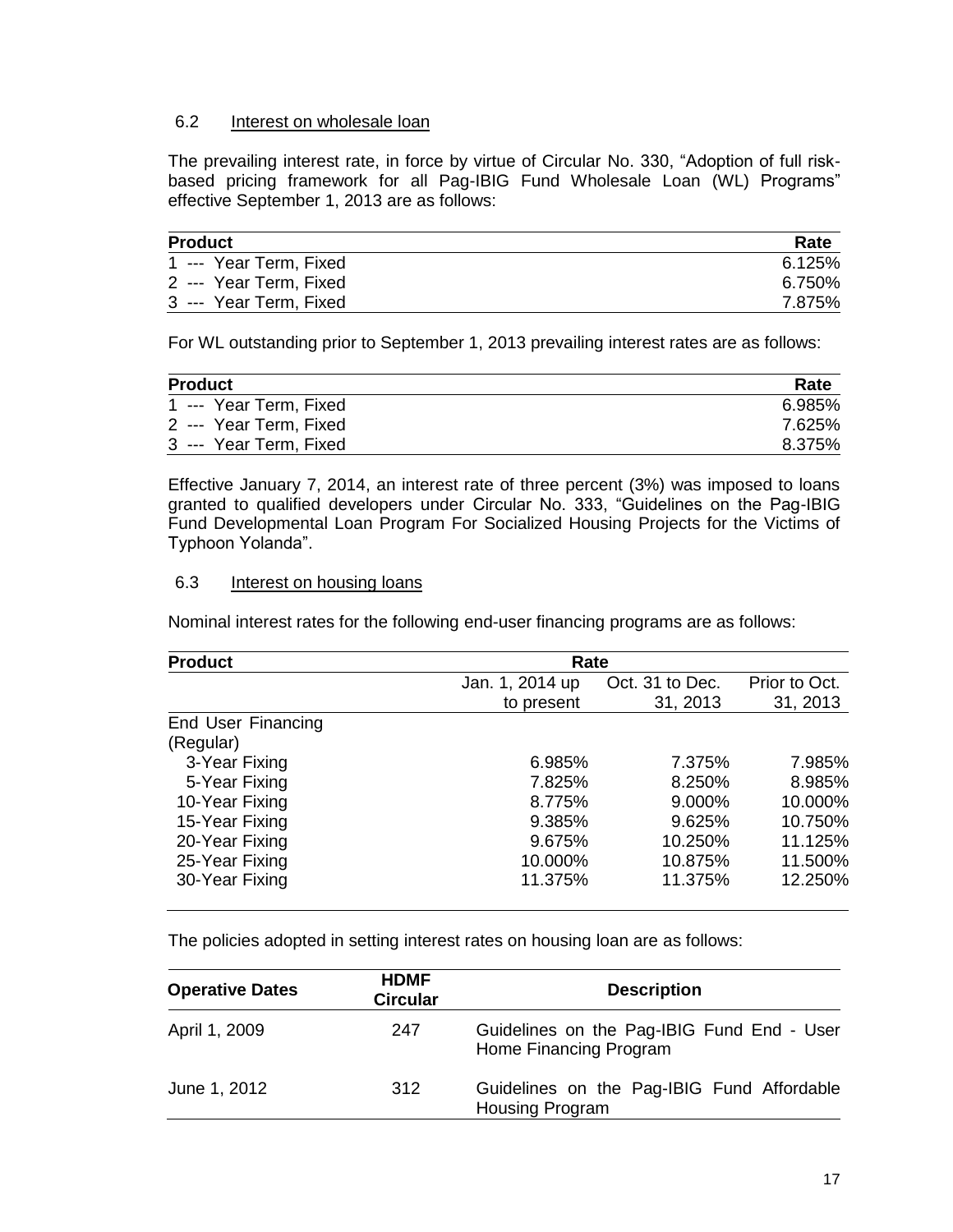### 6.2 Interest on wholesale loan

The prevailing interest rate, in force by virtue of Circular No. 330, "Adoption of full risk-based pricing framework for all Pag-IBIG Fund Wholesale Loan (WL) Programs" effective September 1, 2013 are as follows:

| Product | Rate |
|---|---|
| 1 --- Year Term, Fixed | 6.125% |
| 2 --- Year Term, Fixed | 6.750% |
| 3 --- Year Term, Fixed | 7.875% |

For WL outstanding prior to September 1, 2013 prevailing interest rates are as follows:

| Product | Rate |
|---|---|
| 1 --- Year Term, Fixed | 6.985% |
| 2 --- Year Term, Fixed | 7.625% |
| 3 --- Year Term, Fixed | 8.375% |

Effective January 7, 2014, an interest rate of three percent (3%) was imposed to loans granted to qualified developers under Circular No. 333, "Guidelines on the Pag-IBIG Fund Developmental Loan Program For Socialized Housing Projects for the Victims of Typhoon Yolanda".

### 6.3 Interest on housing loans

Nominal interest rates for the following end-user financing programs are as follows:

| Product | Rate | | |
|---|---|---|---|
| | Jan. 1, 2014 up to present | Oct. 31 to Dec. 31, 2013 | Prior to Oct. 31, 2013 |
| End User Financing (Regular) | | | |
| 3-Year Fixing | 6.985% | 7.375% | 7.985% |
| 5-Year Fixing | 7.825% | 8.250% | 8.985% |
| 10-Year Fixing | 8.775% | 9.000% | 10.000% |
| 15-Year Fixing | 9.385% | 9.625% | 10.750% |
| 20-Year Fixing | 9.675% | 10.250% | 11.125% |
| 25-Year Fixing | 10.000% | 10.875% | 11.500% |
| 30-Year Fixing | 11.375% | 11.375% | 12.250% |

The policies adopted in setting interest rates on housing loan are as follows:

| Operative Dates | HDMF Circular | Description |
|---|---|---|
| April 1, 2009 | 247 | Guidelines on the Pag-IBIG Fund End - User Home Financing Program |
| June 1, 2012 | 312 | Guidelines on the Pag-IBIG Fund Affordable Housing Program |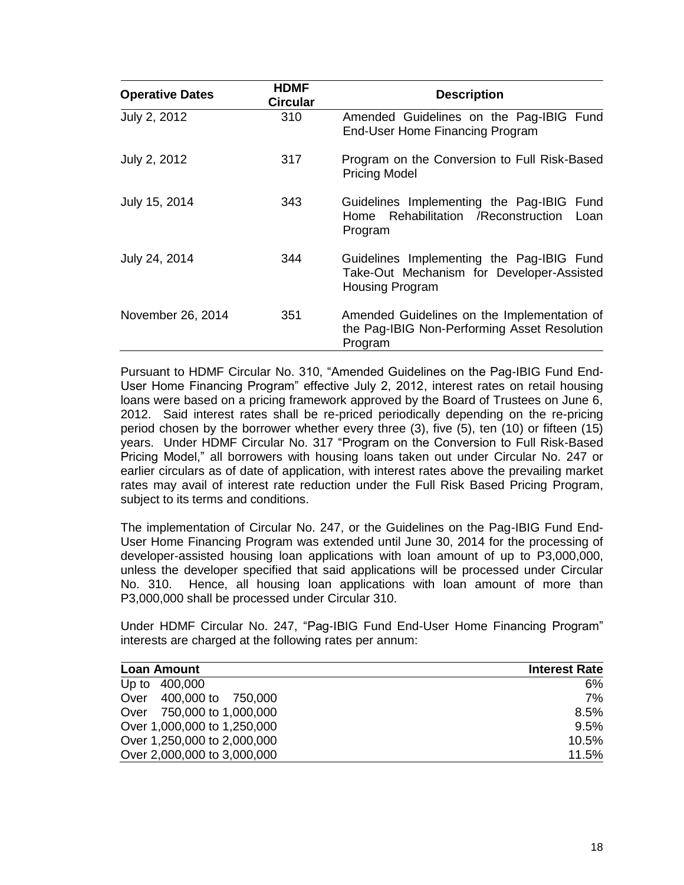| Operative Dates | HDMF Circular | Description |
|---|---|---|
| July 2, 2012 | 310 | Amended Guidelines on the Pag-IBIG Fund End-User Home Financing Program |
| July 2, 2012 | 317 | Program on the Conversion to Full Risk-Based Pricing Model |
| July 15, 2014 | 343 | Guidelines Implementing the Pag-IBIG Fund Home Rehabilitation /Reconstruction Loan Program |
| July 24, 2014 | 344 | Guidelines Implementing the Pag-IBIG Fund Take-Out Mechanism for Developer-Assisted Housing Program |
| November 26, 2014 | 351 | Amended Guidelines on the Implementation of the Pag-IBIG Non-Performing Asset Resolution Program |

Pursuant to HDMF Circular No. 310, "Amended Guidelines on the Pag-IBIG Fund End-User Home Financing Program" effective July 2, 2012, interest rates on retail housing loans were based on a pricing framework approved by the Board of Trustees on June 6, 2012. Said interest rates shall be re-priced periodically depending on the re-pricing period chosen by the borrower whether every three (3), five (5), ten (10) or fifteen (15) years. Under HDMF Circular No. 317 "Program on the Conversion to Full Risk-Based Pricing Model," all borrowers with housing loans taken out under Circular No. 247 or earlier circulars as of date of application, with interest rates above the prevailing market rates may avail of interest rate reduction under the Full Risk Based Pricing Program, subject to its terms and conditions.

The implementation of Circular No. 247, or the Guidelines on the Pag-IBIG Fund End-User Home Financing Program was extended until June 30, 2014 for the processing of developer-assisted housing loan applications with loan amount of up to P3,000,000, unless the developer specified that said applications will be processed under Circular No. 310. Hence, all housing loan applications with loan amount of more than P3,000,000 shall be processed under Circular 310.

Under HDMF Circular No. 247, "Pag-IBIG Fund End-User Home Financing Program" interests are charged at the following rates per annum:

| Loan Amount | Interest Rate |
|---|---|
| Up to 400,000 | 6% |
| Over 400,000 to 750,000 | 7% |
| Over 750,000 to 1,000,000 | 8.5% |
| Over 1,000,000 to 1,250,000 | 9.5% |
| Over 1,250,000 to 2,000,000 | 10.5% |
| Over 2,000,000 to 3,000,000 | 11.5% |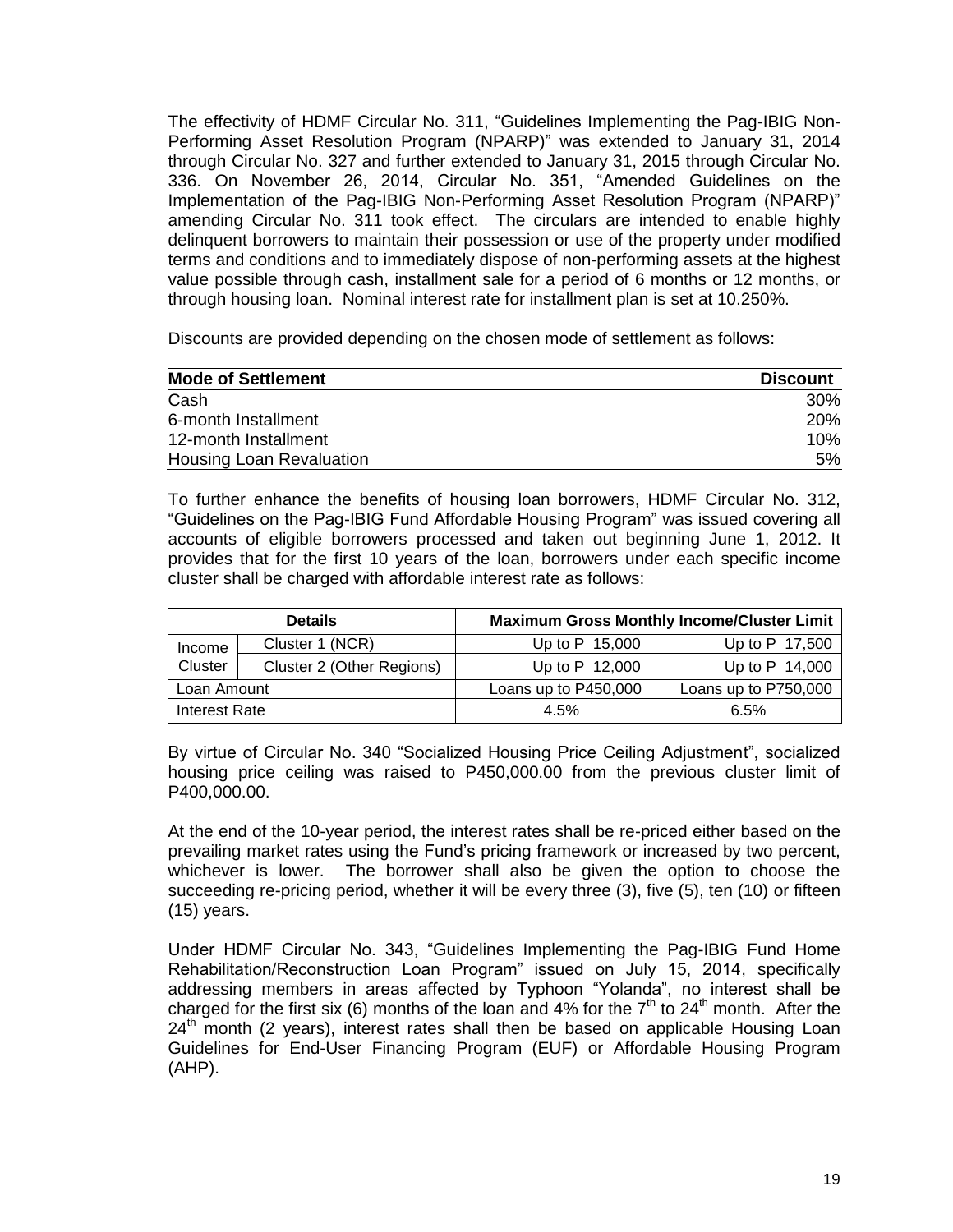The effectivity of HDMF Circular No. 311, "Guidelines Implementing the Pag-IBIG Non-Performing Asset Resolution Program (NPARP)" was extended to January 31, 2014 through Circular No. 327 and further extended to January 31, 2015 through Circular No. 336. On November 26, 2014, Circular No. 351, "Amended Guidelines on the Implementation of the Pag-IBIG Non-Performing Asset Resolution Program (NPARP)" amending Circular No. 311 took effect. The circulars are intended to enable highly delinquent borrowers to maintain their possession or use of the property under modified terms and conditions and to immediately dispose of non-performing assets at the highest value possible through cash, installment sale for a period of 6 months or 12 months, or through housing loan. Nominal interest rate for installment plan is set at 10.250%.

Discounts are provided depending on the chosen mode of settlement as follows:

| Mode of Settlement | Discount |
| --- | ---: |
| Cash | 30% |
| 6-month Installment | 20% |
| 12-month Installment | 10% |
| Housing Loan Revaluation | 5% |

To further enhance the benefits of housing loan borrowers, HDMF Circular No. 312, "Guidelines on the Pag-IBIG Fund Affordable Housing Program" was issued covering all accounts of eligible borrowers processed and taken out beginning June 1, 2012. It provides that for the first 10 years of the loan, borrowers under each specific income cluster shall be charged with affordable interest rate as follows:

| Details | | Maximum Gross Monthly Income/Cluster Limit | |
| --- | --- | --- | --- |
| Income Cluster | Cluster 1 (NCR) | Up to P 15,000 | Up to P 17,500 |
| | Cluster 2 (Other Regions) | Up to P 12,000 | Up to P 14,000 |
| Loan Amount | | Loans up to P450,000 | Loans up to P750,000 |
| Interest Rate | | 4.5% | 6.5% |

By virtue of Circular No. 340 "Socialized Housing Price Ceiling Adjustment", socialized housing price ceiling was raised to P450,000.00 from the previous cluster limit of P400,000.00.

At the end of the 10-year period, the interest rates shall be re-priced either based on the prevailing market rates using the Fund's pricing framework or increased by two percent, whichever is lower. The borrower shall also be given the option to choose the succeeding re-pricing period, whether it will be every three (3), five (5), ten (10) or fifteen (15) years.

Under HDMF Circular No. 343, "Guidelines Implementing the Pag-IBIG Fund Home Rehabilitation/Reconstruction Loan Program" issued on July 15, 2014, specifically addressing members in areas affected by Typhoon "Yolanda", no interest shall be charged for the first six (6) months of the loan and 4% for the 7th to 24th month. After the 24th month (2 years), interest rates shall then be based on applicable Housing Loan Guidelines for End-User Financing Program (EUF) or Affordable Housing Program (AHP).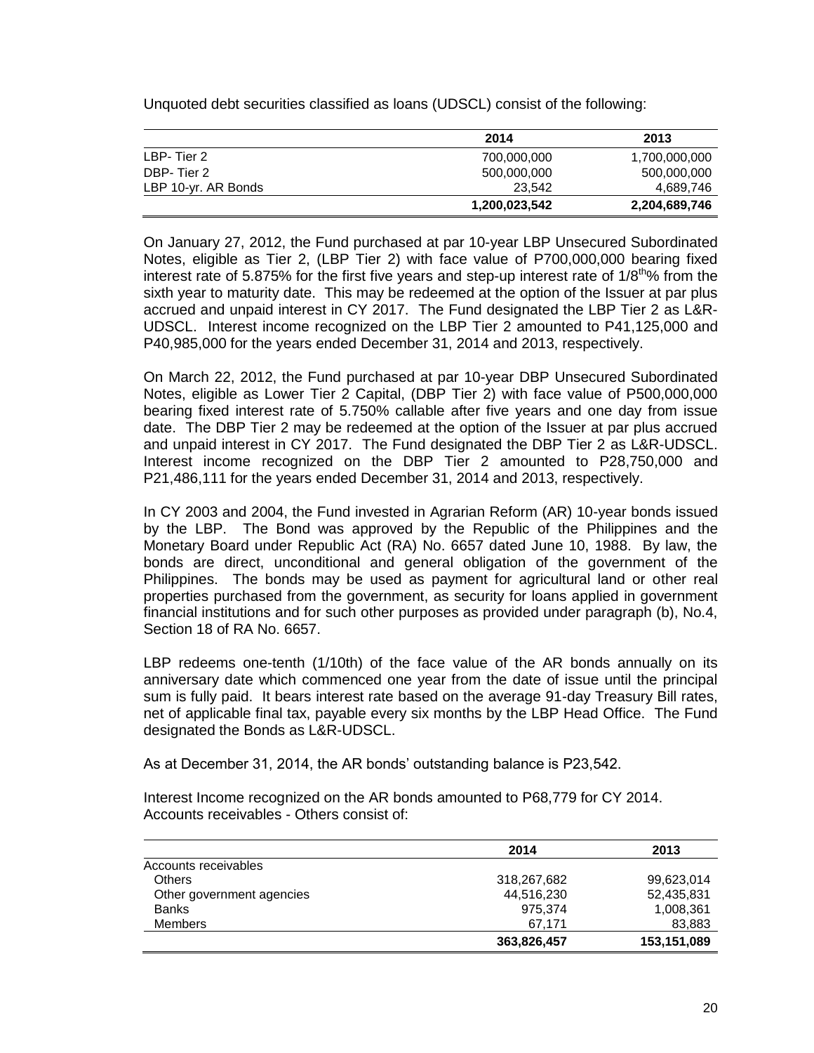Unquoted debt securities classified as loans (UDSCL) consist of the following:

| | 2014 | 2013 |
|---|---|---|
| LBP- Tier 2 | 700,000,000 | 1,700,000,000 |
| DBP- Tier 2 | 500,000,000 | 500,000,000 |
| LBP 10-yr. AR Bonds | 23,542 | 4,689,746 |
| | **1,200,023,542** | **2,204,689,746** |

On January 27, 2012, the Fund purchased at par 10-year LBP Unsecured Subordinated Notes, eligible as Tier 2, (LBP Tier 2) with face value of P700,000,000 bearing fixed interest rate of 5.875% for the first five years and step-up interest rate of 1/8$^{th}$% from the sixth year to maturity date. This may be redeemed at the option of the Issuer at par plus accrued and unpaid interest in CY 2017. The Fund designated the LBP Tier 2 as L&R-UDSCL. Interest income recognized on the LBP Tier 2 amounted to P41,125,000 and P40,985,000 for the years ended December 31, 2014 and 2013, respectively.

On March 22, 2012, the Fund purchased at par 10-year DBP Unsecured Subordinated Notes, eligible as Lower Tier 2 Capital, (DBP Tier 2) with face value of P500,000,000 bearing fixed interest rate of 5.750% callable after five years and one day from issue date. The DBP Tier 2 may be redeemed at the option of the Issuer at par plus accrued and unpaid interest in CY 2017. The Fund designated the DBP Tier 2 as L&R-UDSCL. Interest income recognized on the DBP Tier 2 amounted to P28,750,000 and P21,486,111 for the years ended December 31, 2014 and 2013, respectively.

In CY 2003 and 2004, the Fund invested in Agrarian Reform (AR) 10-year bonds issued by the LBP. The Bond was approved by the Republic of the Philippines and the Monetary Board under Republic Act (RA) No. 6657 dated June 10, 1988. By law, the bonds are direct, unconditional and general obligation of the government of the Philippines. The bonds may be used as payment for agricultural land or other real properties purchased from the government, as security for loans applied in government financial institutions and for such other purposes as provided under paragraph (b), No.4, Section 18 of RA No. 6657.

LBP redeems one-tenth (1/10th) of the face value of the AR bonds annually on its anniversary date which commenced one year from the date of issue until the principal sum is fully paid. It bears interest rate based on the average 91-day Treasury Bill rates, net of applicable final tax, payable every six months by the LBP Head Office. The Fund designated the Bonds as L&R-UDSCL.

As at December 31, 2014, the AR bonds' outstanding balance is P23,542.

Interest Income recognized on the AR bonds amounted to P68,779 for CY 2014.
Accounts receivables - Others consist of:

| | 2014 | 2013 |
|---|---|---|
| Accounts receivables | | |
| Others | 318,267,682 | 99,623,014 |
| Other government agencies | 44,516,230 | 52,435,831 |
| Banks | 975,374 | 1,008,361 |
| Members | 67,171 | 83,883 |
| | **363,826,457** | **153,151,089** |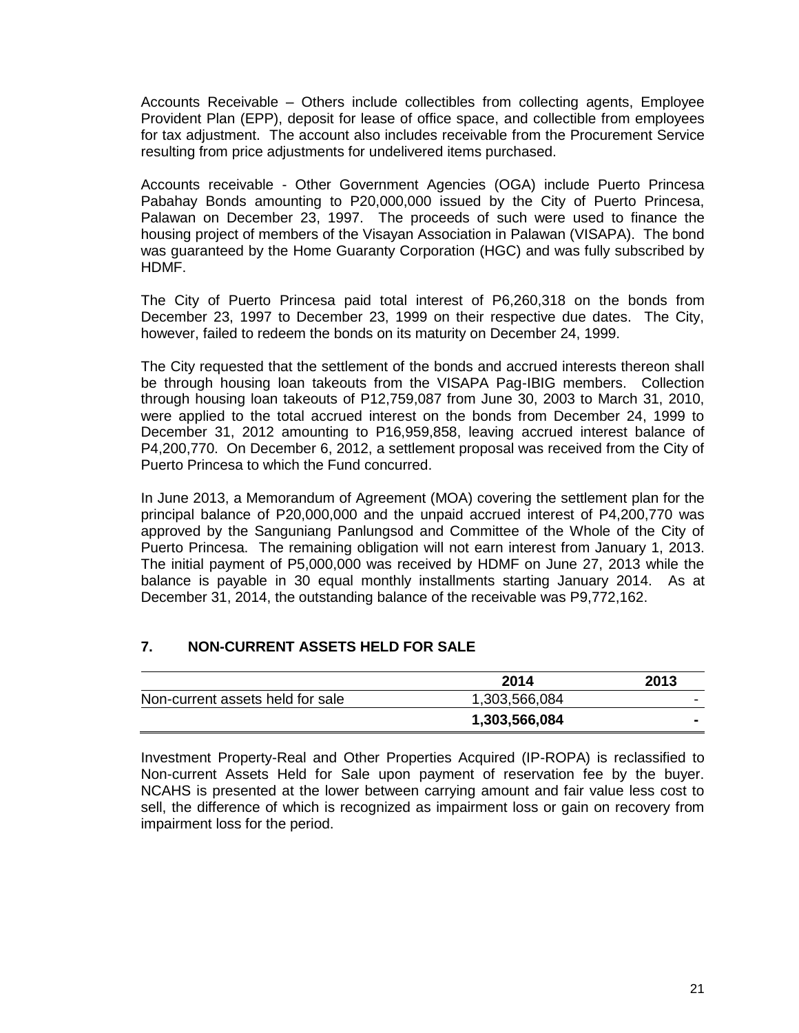Accounts Receivable – Others include collectibles from collecting agents, Employee Provident Plan (EPP), deposit for lease of office space, and collectible from employees for tax adjustment. The account also includes receivable from the Procurement Service resulting from price adjustments for undelivered items purchased.

Accounts receivable - Other Government Agencies (OGA) include Puerto Princesa Pabahay Bonds amounting to P20,000,000 issued by the City of Puerto Princesa, Palawan on December 23, 1997. The proceeds of such were used to finance the housing project of members of the Visayan Association in Palawan (VISAPA). The bond was guaranteed by the Home Guaranty Corporation (HGC) and was fully subscribed by HDMF.

The City of Puerto Princesa paid total interest of P6,260,318 on the bonds from December 23, 1997 to December 23, 1999 on their respective due dates. The City, however, failed to redeem the bonds on its maturity on December 24, 1999.

The City requested that the settlement of the bonds and accrued interests thereon shall be through housing loan takeouts from the VISAPA Pag-IBIG members. Collection through housing loan takeouts of P12,759,087 from June 30, 2003 to March 31, 2010, were applied to the total accrued interest on the bonds from December 24, 1999 to December 31, 2012 amounting to P16,959,858, leaving accrued interest balance of P4,200,770. On December 6, 2012, a settlement proposal was received from the City of Puerto Princesa to which the Fund concurred.

In June 2013, a Memorandum of Agreement (MOA) covering the settlement plan for the principal balance of P20,000,000 and the unpaid accrued interest of P4,200,770 was approved by the Sanguniang Panlungsod and Committee of the Whole of the City of Puerto Princesa. The remaining obligation will not earn interest from January 1, 2013. The initial payment of P5,000,000 was received by HDMF on June 27, 2013 while the balance is payable in 30 equal monthly installments starting January 2014. As at December 31, 2014, the outstanding balance of the receivable was P9,772,162.

## 7. NON-CURRENT ASSETS HELD FOR SALE

| | 2014 | 2013 |
|---|---|---|
| Non-current assets held for sale | 1,303,566,084 | - |
| | **1,303,566,084** | **-** |

Investment Property-Real and Other Properties Acquired (IP-ROPA) is reclassified to Non-current Assets Held for Sale upon payment of reservation fee by the buyer. NCAHS is presented at the lower between carrying amount and fair value less cost to sell, the difference of which is recognized as impairment loss or gain on recovery from impairment loss for the period.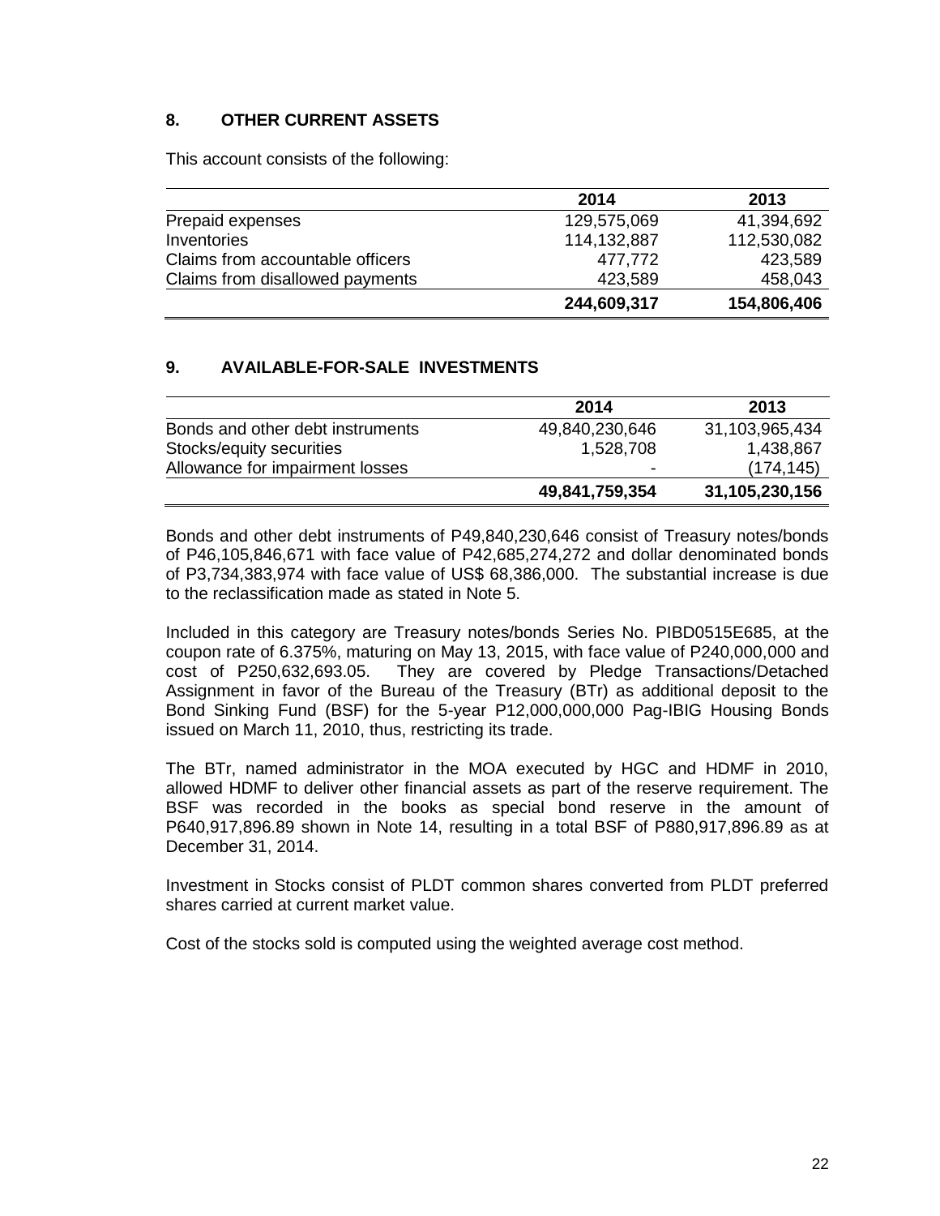## 8. OTHER CURRENT ASSETS

This account consists of the following:

| | 2014 | 2013 |
|---|---|---|
| Prepaid expenses | 129,575,069 | 41,394,692 |
| Inventories | 114,132,887 | 112,530,082 |
| Claims from accountable officers | 477,772 | 423,589 |
| Claims from disallowed payments | 423,589 | 458,043 |
| | **244,609,317** | **154,806,406** |

## 9. AVAILABLE-FOR-SALE INVESTMENTS

| | 2014 | 2013 |
|---|---|---|
| Bonds and other debt instruments | 49,840,230,646 | 31,103,965,434 |
| Stocks/equity securities | 1,528,708 | 1,438,867 |
| Allowance for impairment losses | - | (174,145) |
| | **49,841,759,354** | **31,105,230,156** |

Bonds and other debt instruments of P49,840,230,646 consist of Treasury notes/bonds of P46,105,846,671 with face value of P42,685,274,272 and dollar denominated bonds of P3,734,383,974 with face value of US$ 68,386,000. The substantial increase is due to the reclassification made as stated in Note 5.

Included in this category are Treasury notes/bonds Series No. PIBD0515E685, at the coupon rate of 6.375%, maturing on May 13, 2015, with face value of P240,000,000 and cost of P250,632,693.05. They are covered by Pledge Transactions/Detached Assignment in favor of the Bureau of the Treasury (BTr) as additional deposit to the Bond Sinking Fund (BSF) for the 5-year P12,000,000,000 Pag-IBIG Housing Bonds issued on March 11, 2010, thus, restricting its trade.

The BTr, named administrator in the MOA executed by HGC and HDMF in 2010, allowed HDMF to deliver other financial assets as part of the reserve requirement. The BSF was recorded in the books as special bond reserve in the amount of P640,917,896.89 shown in Note 14, resulting in a total BSF of P880,917,896.89 as at December 31, 2014.

Investment in Stocks consist of PLDT common shares converted from PLDT preferred shares carried at current market value.

Cost of the stocks sold is computed using the weighted average cost method.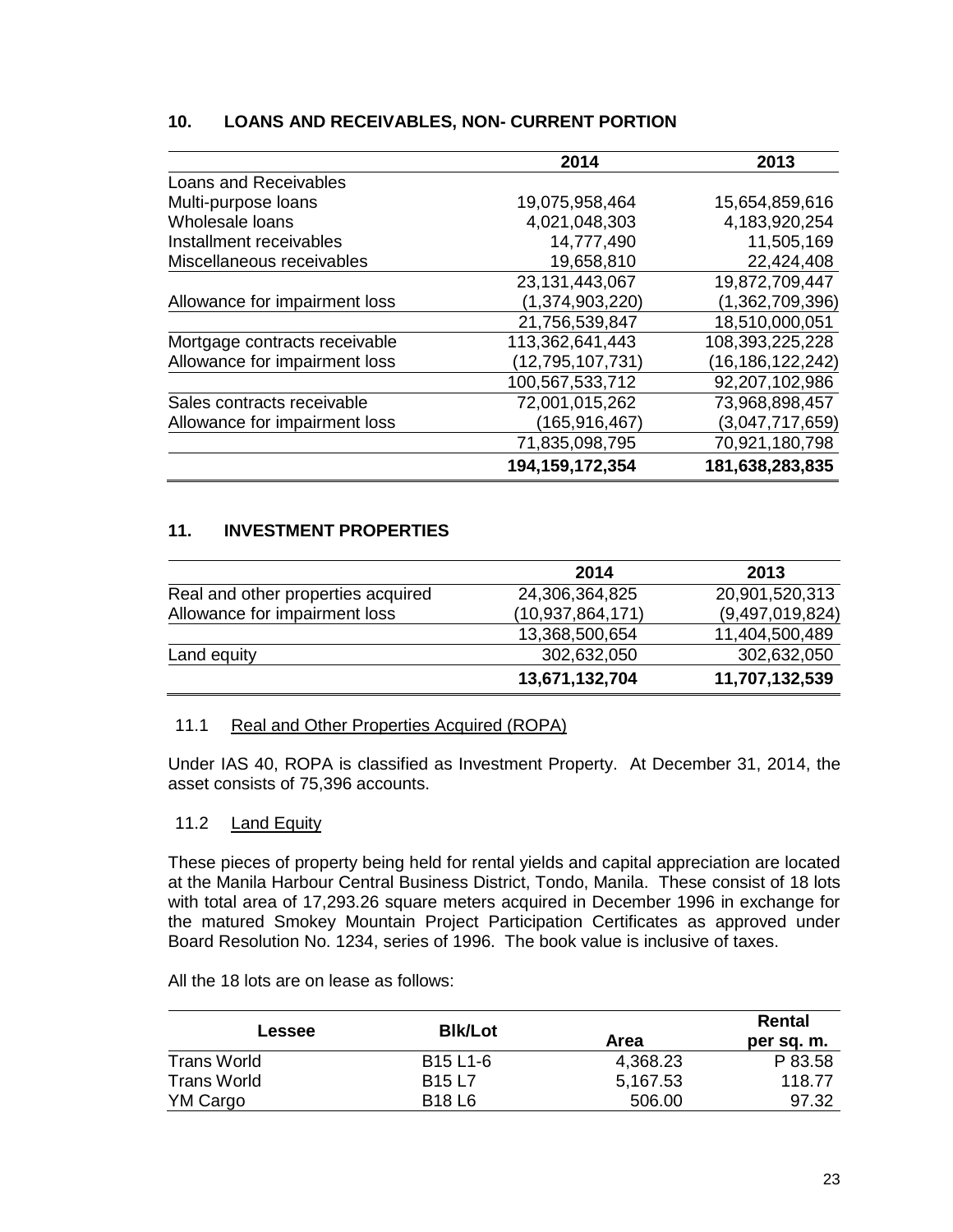## 10. LOANS AND RECEIVABLES, NON- CURRENT PORTION

| | 2014 | 2013 |
|---|---:|---:|
| Loans and Receivables | | |
| Multi-purpose loans | 19,075,958,464 | 15,654,859,616 |
| Wholesale loans | 4,021,048,303 | 4,183,920,254 |
| Installment receivables | 14,777,490 | 11,505,169 |
| Miscellaneous receivables | 19,658,810 | 22,424,408 |
| | 23,131,443,067 | 19,872,709,447 |
| Allowance for impairment loss | (1,374,903,220) | (1,362,709,396) |
| | 21,756,539,847 | 18,510,000,051 |
| Mortgage contracts receivable | 113,362,641,443 | 108,393,225,228 |
| Allowance for impairment loss | (12,795,107,731) | (16,186,122,242) |
| | 100,567,533,712 | 92,207,102,986 |
| Sales contracts receivable | 72,001,015,262 | 73,968,898,457 |
| Allowance for impairment loss | (165,916,467) | (3,047,717,659) |
| | 71,835,098,795 | 70,921,180,798 |
| | **194,159,172,354** | **181,638,283,835** |

## 11. INVESTMENT PROPERTIES

| | 2014 | 2013 |
|---|---:|---:|
| Real and other properties acquired | 24,306,364,825 | 20,901,520,313 |
| Allowance for impairment loss | (10,937,864,171) | (9,497,019,824) |
| | 13,368,500,654 | 11,404,500,489 |
| Land equity | 302,632,050 | 302,632,050 |
| | **13,671,132,704** | **11,707,132,539** |

### 11.1 Real and Other Properties Acquired (ROPA)

Under IAS 40, ROPA is classified as Investment Property. At December 31, 2014, the asset consists of 75,396 accounts.

### 11.2 Land Equity

These pieces of property being held for rental yields and capital appreciation are located at the Manila Harbour Central Business District, Tondo, Manila. These consist of 18 lots with total area of 17,293.26 square meters acquired in December 1996 in exchange for the matured Smokey Mountain Project Participation Certificates as approved under Board Resolution No. 1234, series of 1996. The book value is inclusive of taxes.

All the 18 lots are on lease as follows:

| Lessee | Blk/Lot | Area | Rental per sq. m. |
|---|---|---:|---:|
| Trans World | B15 L1-6 | 4,368.23 | P 83.58 |
| Trans World | B15 L7 | 5,167.53 | 118.77 |
| YM Cargo | B18 L6 | 506.00 | 97.32 |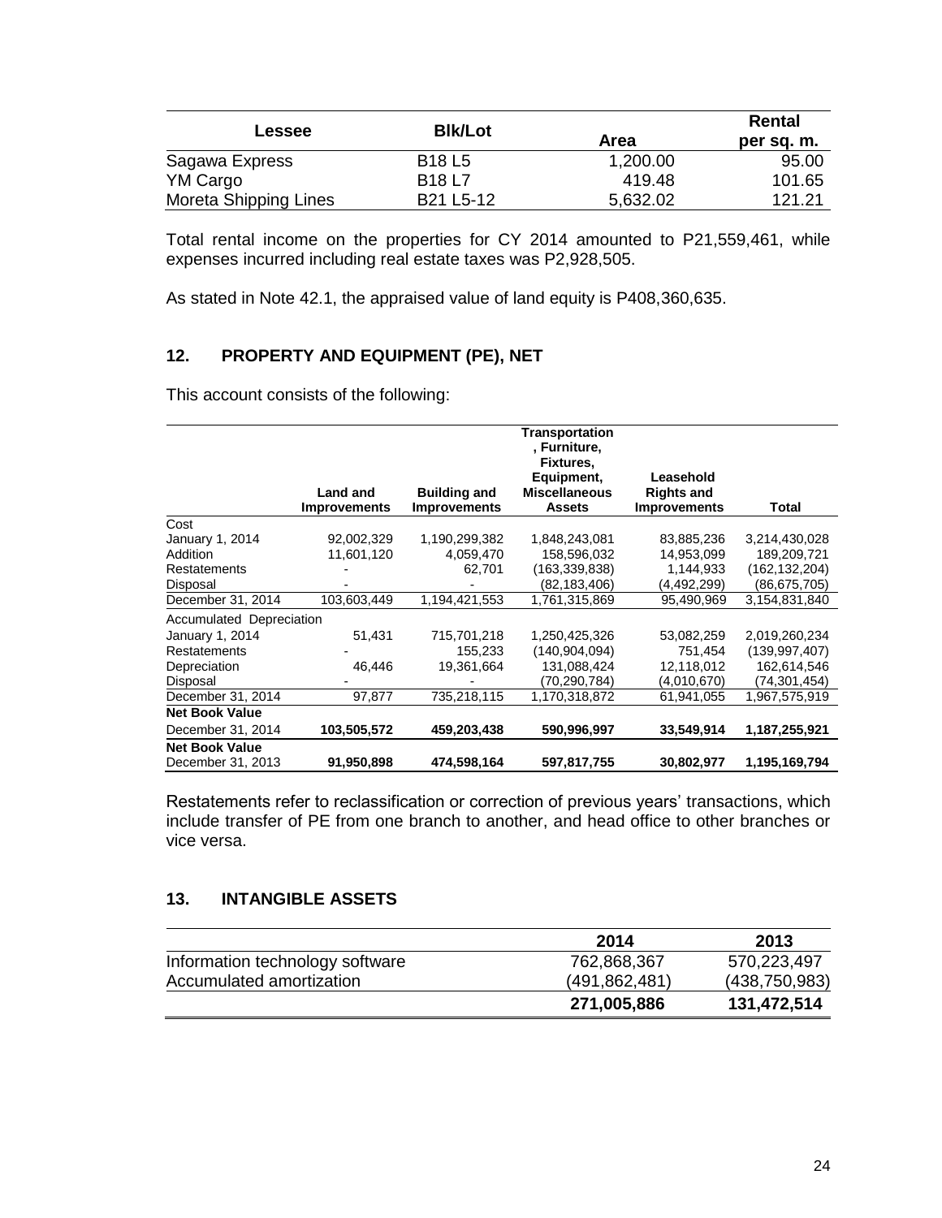| Lessee | Blk/Lot | Area | Rental per sq. m. |
|---|---|---|---|
| Sagawa Express | B18 L5 | 1,200.00 | 95.00 |
| YM Cargo | B18 L7 | 419.48 | 101.65 |
| Moreta Shipping Lines | B21 L5-12 | 5,632.02 | 121.21 |

Total rental income on the properties for CY 2014 amounted to P21,559,461, while expenses incurred including real estate taxes was P2,928,505.

As stated in Note 42.1, the appraised value of land equity is P408,360,635.

## 12. PROPERTY AND EQUIPMENT (PE), NET

This account consists of the following:

| | Land and Improvements | Building and Improvements | Transportation, Furniture, Fixtures, Equipment, Miscellaneous Assets | Leasehold Rights and Improvements | Total |
|---|---|---|---|---|---|
| Cost | | | | | |
| January 1, 2014 | 92,002,329 | 1,190,299,382 | 1,848,243,081 | 83,885,236 | 3,214,430,028 |
| Addition | 11,601,120 | 4,059,470 | 158,596,032 | 14,953,099 | 189,209,721 |
| Restatements | - | 62,701 | (163,339,838) | 1,144,933 | (162,132,204) |
| Disposal | - | - | (82,183,406) | (4,492,299) | (86,675,705) |
| December 31, 2014 | 103,603,449 | 1,194,421,553 | 1,761,315,869 | 95,490,969 | 3,154,831,840 |
| Accumulated Depreciation | | | | | |
| January 1, 2014 | 51,431 | 715,701,218 | 1,250,425,326 | 53,082,259 | 2,019,260,234 |
| Restatements | - | 155,233 | (140,904,094) | 751,454 | (139,997,407) |
| Depreciation | 46,446 | 19,361,664 | 131,088,424 | 12,118,012 | 162,614,546 |
| Disposal | - | - | (70,290,784) | (4,010,670) | (74,301,454) |
| December 31, 2014 | 97,877 | 735,218,115 | 1,170,318,872 | 61,941,055 | 1,967,575,919 |
| **Net Book Value** | | | | | |
| December 31, 2014 | **103,505,572** | **459,203,438** | **590,996,997** | **33,549,914** | **1,187,255,921** |
| **Net Book Value** | | | | | |
| December 31, 2013 | **91,950,898** | **474,598,164** | **597,817,755** | **30,802,977** | **1,195,169,794** |

Restatements refer to reclassification or correction of previous years' transactions, which include transfer of PE from one branch to another, and head office to other branches or vice versa.

## 13. INTANGIBLE ASSETS

| | 2014 | 2013 |
|---|---|---|
| Information technology software | 762,868,367 | 570,223,497 |
| Accumulated amortization | (491,862,481) | (438,750,983) |
| | **271,005,886** | **131,472,514** |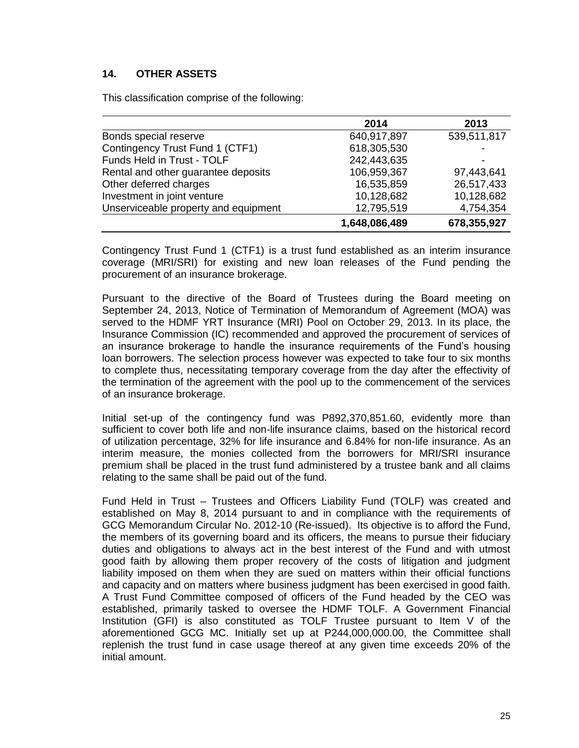## 14. OTHER ASSETS

This classification comprise of the following:

| | 2014 | 2013 |
|---|---|---|
| Bonds special reserve | 640,917,897 | 539,511,817 |
| Contingency Trust Fund 1 (CTF1) | 618,305,530 | - |
| Funds Held in Trust - TOLF | 242,443,635 | - |
| Rental and other guarantee deposits | 106,959,367 | 97,443,641 |
| Other deferred charges | 16,535,859 | 26,517,433 |
| Investment in joint venture | 10,128,682 | 10,128,682 |
| Unserviceable property and equipment | 12,795,519 | 4,754,354 |
| | **1,648,086,489** | **678,355,927** |

Contingency Trust Fund 1 (CTF1) is a trust fund established as an interim insurance coverage (MRI/SRI) for existing and new loan releases of the Fund pending the procurement of an insurance brokerage.

Pursuant to the directive of the Board of Trustees during the Board meeting on September 24, 2013, Notice of Termination of Memorandum of Agreement (MOA) was served to the HDMF YRT Insurance (MRI) Pool on October 29, 2013. In its place, the Insurance Commission (IC) recommended and approved the procurement of services of an insurance brokerage to handle the insurance requirements of the Fund's housing loan borrowers. The selection process however was expected to take four to six months to complete thus, necessitating temporary coverage from the day after the effectivity of the termination of the agreement with the pool up to the commencement of the services of an insurance brokerage.

Initial set-up of the contingency fund was P892,370,851.60, evidently more than sufficient to cover both life and non-life insurance claims, based on the historical record of utilization percentage, 32% for life insurance and 6.84% for non-life insurance. As an interim measure, the monies collected from the borrowers for MRI/SRI insurance premium shall be placed in the trust fund administered by a trustee bank and all claims relating to the same shall be paid out of the fund.

Fund Held in Trust – Trustees and Officers Liability Fund (TOLF) was created and established on May 8, 2014 pursuant to and in compliance with the requirements of GCG Memorandum Circular No. 2012-10 (Re-issued). Its objective is to afford the Fund, the members of its governing board and its officers, the means to pursue their fiduciary duties and obligations to always act in the best interest of the Fund and with utmost good faith by allowing them proper recovery of the costs of litigation and judgment liability imposed on them when they are sued on matters within their official functions and capacity and on matters where business judgment has been exercised in good faith. A Trust Fund Committee composed of officers of the Fund headed by the CEO was established, primarily tasked to oversee the HDMF TOLF. A Government Financial Institution (GFI) is also constituted as TOLF Trustee pursuant to Item V of the aforementioned GCG MC. Initially set up at P244,000,000.00, the Committee shall replenish the trust fund in case usage thereof at any given time exceeds 20% of the initial amount.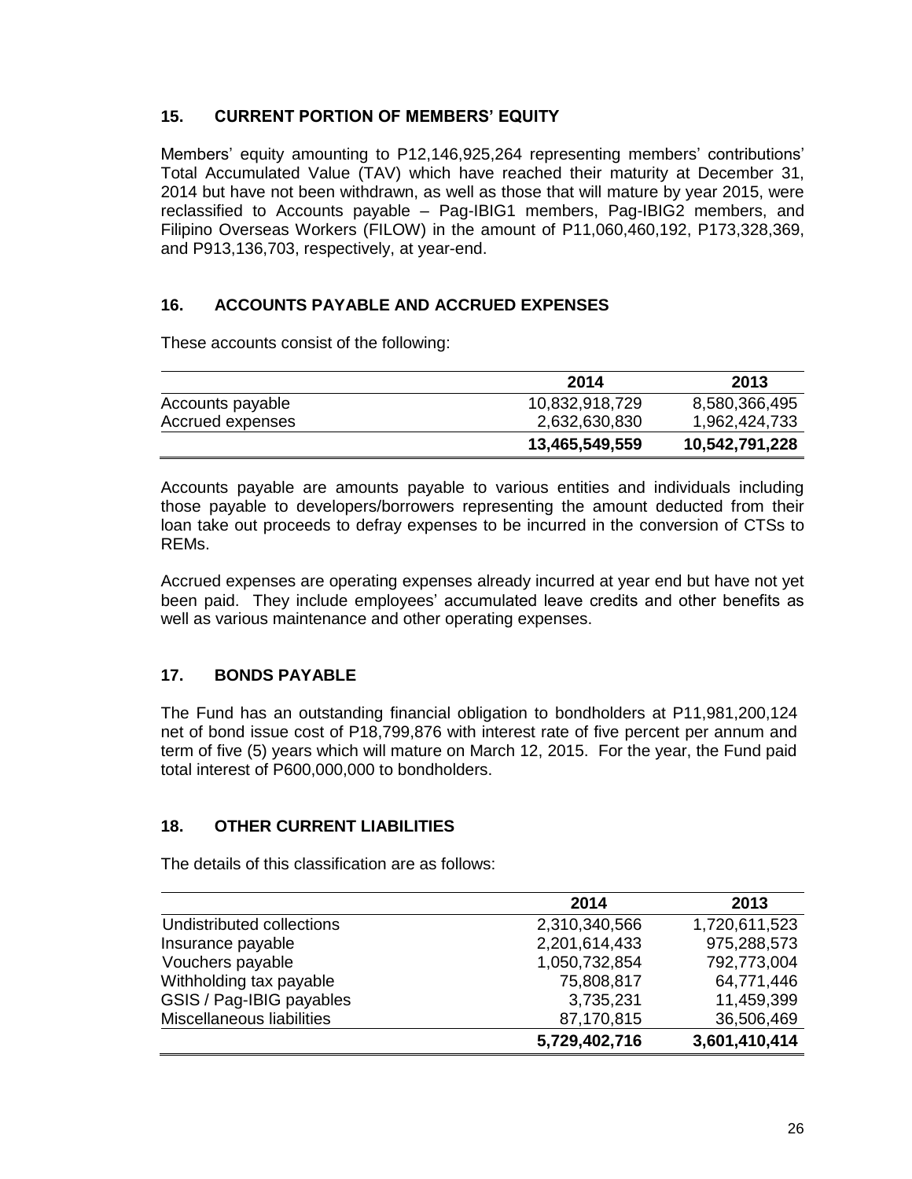## 15. CURRENT PORTION OF MEMBERS' EQUITY

Members' equity amounting to P12,146,925,264 representing members' contributions' Total Accumulated Value (TAV) which have reached their maturity at December 31, 2014 but have not been withdrawn, as well as those that will mature by year 2015, were reclassified to Accounts payable – Pag-IBIG1 members, Pag-IBIG2 members, and Filipino Overseas Workers (FILOW) in the amount of P11,060,460,192, P173,328,369, and P913,136,703, respectively, at year-end.

## 16. ACCOUNTS PAYABLE AND ACCRUED EXPENSES

These accounts consist of the following:

| | 2014 | 2013 |
|---|---|---|
| Accounts payable | 10,832,918,729 | 8,580,366,495 |
| Accrued expenses | 2,632,630,830 | 1,962,424,733 |
| | **13,465,549,559** | **10,542,791,228** |

Accounts payable are amounts payable to various entities and individuals including those payable to developers/borrowers representing the amount deducted from their loan take out proceeds to defray expenses to be incurred in the conversion of CTSs to REMs.

Accrued expenses are operating expenses already incurred at year end but have not yet been paid. They include employees' accumulated leave credits and other benefits as well as various maintenance and other operating expenses.

## 17. BONDS PAYABLE

The Fund has an outstanding financial obligation to bondholders at P11,981,200,124 net of bond issue cost of P18,799,876 with interest rate of five percent per annum and term of five (5) years which will mature on March 12, 2015. For the year, the Fund paid total interest of P600,000,000 to bondholders.

## 18. OTHER CURRENT LIABILITIES

The details of this classification are as follows:

| | 2014 | 2013 |
|---|---|---|
| Undistributed collections | 2,310,340,566 | 1,720,611,523 |
| Insurance payable | 2,201,614,433 | 975,288,573 |
| Vouchers payable | 1,050,732,854 | 792,773,004 |
| Withholding tax payable | 75,808,817 | 64,771,446 |
| GSIS / Pag-IBIG payables | 3,735,231 | 11,459,399 |
| Miscellaneous liabilities | 87,170,815 | 36,506,469 |
| | **5,729,402,716** | **3,601,410,414** |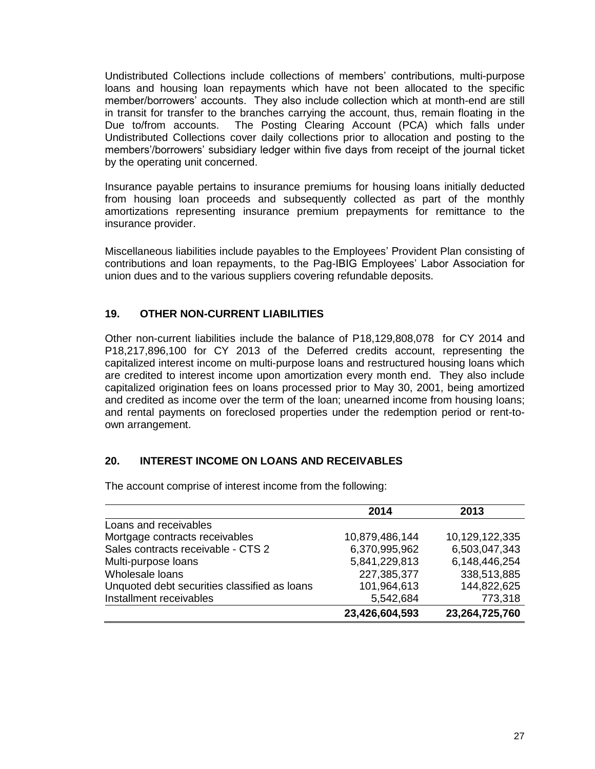Undistributed Collections include collections of members' contributions, multi-purpose loans and housing loan repayments which have not been allocated to the specific member/borrowers' accounts. They also include collection which at month-end are still in transit for transfer to the branches carrying the account, thus, remain floating in the Due to/from accounts. The Posting Clearing Account (PCA) which falls under Undistributed Collections cover daily collections prior to allocation and posting to the members'/borrowers' subsidiary ledger within five days from receipt of the journal ticket by the operating unit concerned.

Insurance payable pertains to insurance premiums for housing loans initially deducted from housing loan proceeds and subsequently collected as part of the monthly amortizations representing insurance premium prepayments for remittance to the insurance provider.

Miscellaneous liabilities include payables to the Employees' Provident Plan consisting of contributions and loan repayments, to the Pag-IBIG Employees' Labor Association for union dues and to the various suppliers covering refundable deposits.

## 19. OTHER NON-CURRENT LIABILITIES

Other non-current liabilities include the balance of P18,129,808,078 for CY 2014 and P18,217,896,100 for CY 2013 of the Deferred credits account, representing the capitalized interest income on multi-purpose loans and restructured housing loans which are credited to interest income upon amortization every month end. They also include capitalized origination fees on loans processed prior to May 30, 2001, being amortized and credited as income over the term of the loan; unearned income from housing loans; and rental payments on foreclosed properties under the redemption period or rent-to-own arrangement.

## 20. INTEREST INCOME ON LOANS AND RECEIVABLES

The account comprise of interest income from the following:

| | 2014 | 2013 |
|---|---|---|
| Loans and receivables | | |
| Mortgage contracts receivables | 10,879,486,144 | 10,129,122,335 |
| Sales contracts receivable - CTS 2 | 6,370,995,962 | 6,503,047,343 |
| Multi-purpose loans | 5,841,229,813 | 6,148,446,254 |
| Wholesale loans | 227,385,377 | 338,513,885 |
| Unquoted debt securities classified as loans | 101,964,613 | 144,822,625 |
| Installment receivables | 5,542,684 | 773,318 |
| | **23,426,604,593** | **23,264,725,760** |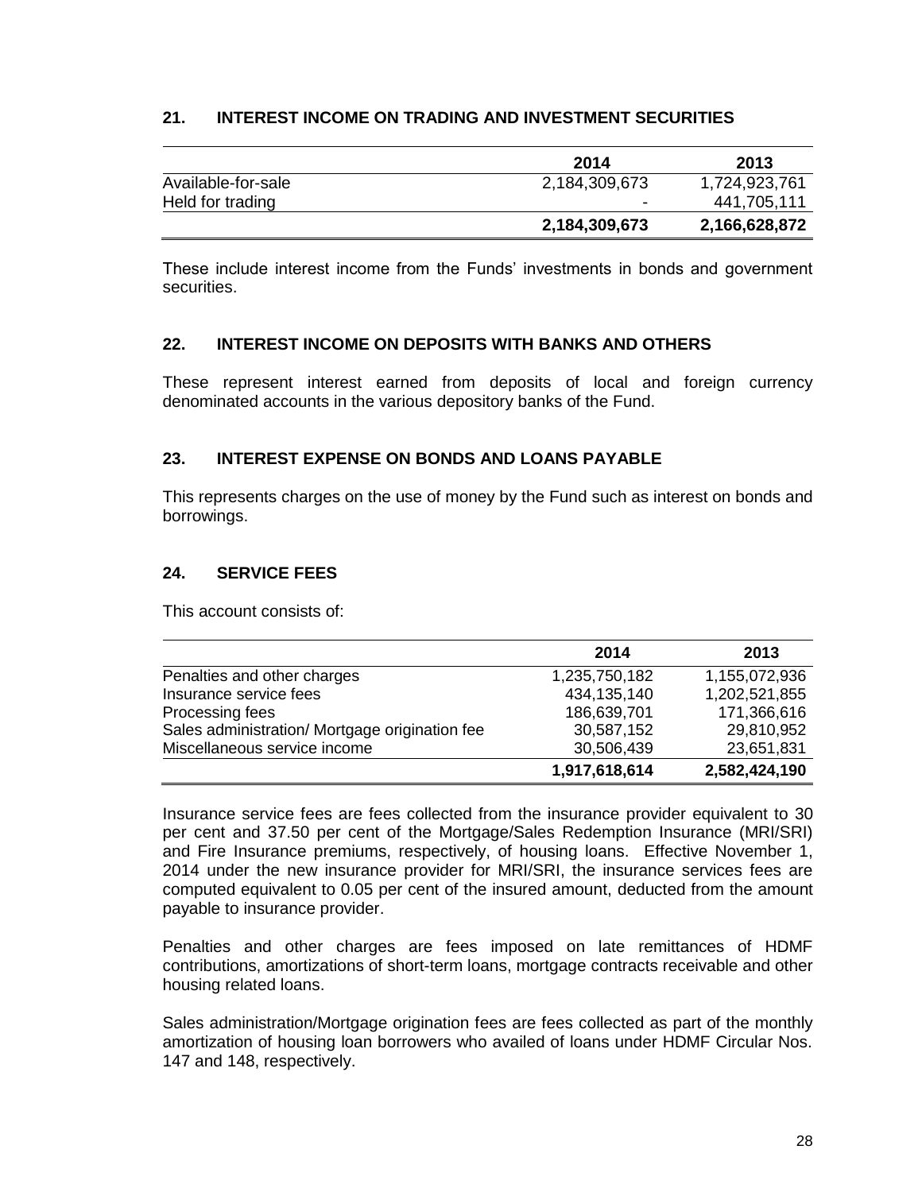## 21. INTEREST INCOME ON TRADING AND INVESTMENT SECURITIES

| | 2014 | 2013 |
|---|---|---|
| Available-for-sale | 2,184,309,673 | 1,724,923,761 |
| Held for trading | - | 441,705,111 |
| | **2,184,309,673** | **2,166,628,872** |

These include interest income from the Funds' investments in bonds and government securities.

## 22. INTEREST INCOME ON DEPOSITS WITH BANKS AND OTHERS

These represent interest earned from deposits of local and foreign currency denominated accounts in the various depository banks of the Fund.

## 23. INTEREST EXPENSE ON BONDS AND LOANS PAYABLE

This represents charges on the use of money by the Fund such as interest on bonds and borrowings.

## 24. SERVICE FEES

This account consists of:

| | 2014 | 2013 |
|---|---|---|
| Penalties and other charges | 1,235,750,182 | 1,155,072,936 |
| Insurance service fees | 434,135,140 | 1,202,521,855 |
| Processing fees | 186,639,701 | 171,366,616 |
| Sales administration/ Mortgage origination fee | 30,587,152 | 29,810,952 |
| Miscellaneous service income | 30,506,439 | 23,651,831 |
| | **1,917,618,614** | **2,582,424,190** |

Insurance service fees are fees collected from the insurance provider equivalent to 30 per cent and 37.50 per cent of the Mortgage/Sales Redemption Insurance (MRI/SRI) and Fire Insurance premiums, respectively, of housing loans. Effective November 1, 2014 under the new insurance provider for MRI/SRI, the insurance services fees are computed equivalent to 0.05 per cent of the insured amount, deducted from the amount payable to insurance provider.

Penalties and other charges are fees imposed on late remittances of HDMF contributions, amortizations of short-term loans, mortgage contracts receivable and other housing related loans.

Sales administration/Mortgage origination fees are fees collected as part of the monthly amortization of housing loan borrowers who availed of loans under HDMF Circular Nos. 147 and 148, respectively.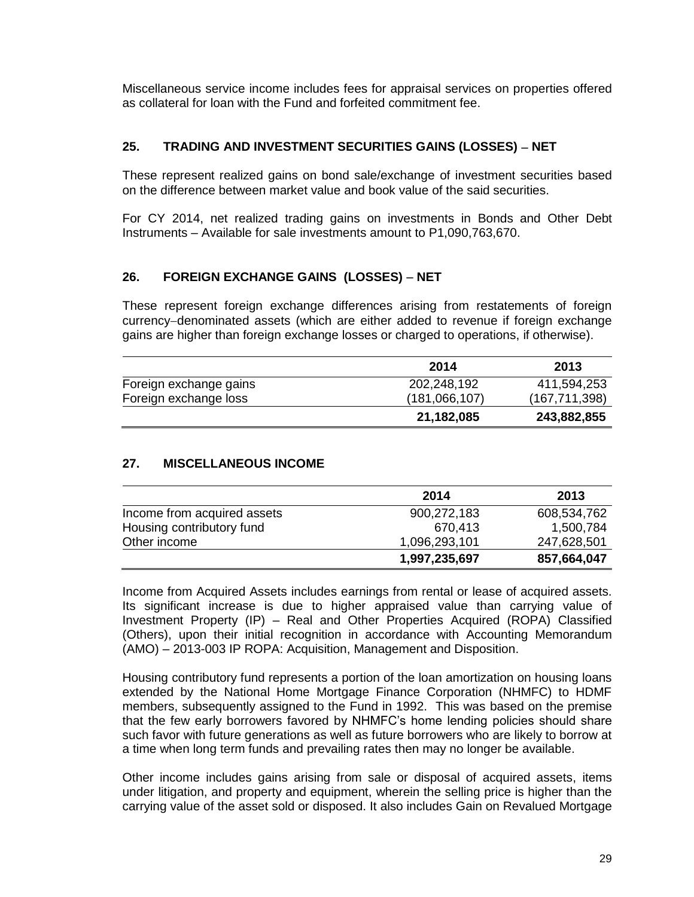Miscellaneous service income includes fees for appraisal services on properties offered as collateral for loan with the Fund and forfeited commitment fee.

## 25. TRADING AND INVESTMENT SECURITIES GAINS (LOSSES) – NET

These represent realized gains on bond sale/exchange of investment securities based on the difference between market value and book value of the said securities.

For CY 2014, net realized trading gains on investments in Bonds and Other Debt Instruments – Available for sale investments amount to P1,090,763,670.

## 26. FOREIGN EXCHANGE GAINS (LOSSES) – NET

These represent foreign exchange differences arising from restatements of foreign currency–denominated assets (which are either added to revenue if foreign exchange gains are higher than foreign exchange losses or charged to operations, if otherwise).

| | 2014 | 2013 |
|---|---|---|
| Foreign exchange gains | 202,248,192 | 411,594,253 |
| Foreign exchange loss | (181,066,107) | (167,711,398) |
| | **21,182,085** | **243,882,855** |

## 27. MISCELLANEOUS INCOME

| | 2014 | 2013 |
|---|---|---|
| Income from acquired assets | 900,272,183 | 608,534,762 |
| Housing contributory fund | 670,413 | 1,500,784 |
| Other income | 1,096,293,101 | 247,628,501 |
| | **1,997,235,697** | **857,664,047** |

Income from Acquired Assets includes earnings from rental or lease of acquired assets. Its significant increase is due to higher appraised value than carrying value of Investment Property (IP) – Real and Other Properties Acquired (ROPA) Classified (Others), upon their initial recognition in accordance with Accounting Memorandum (AMO) – 2013-003 IP ROPA: Acquisition, Management and Disposition.

Housing contributory fund represents a portion of the loan amortization on housing loans extended by the National Home Mortgage Finance Corporation (NHMFC) to HDMF members, subsequently assigned to the Fund in 1992. This was based on the premise that the few early borrowers favored by NHMFC's home lending policies should share such favor with future generations as well as future borrowers who are likely to borrow at a time when long term funds and prevailing rates then may no longer be available.

Other income includes gains arising from sale or disposal of acquired assets, items under litigation, and property and equipment, wherein the selling price is higher than the carrying value of the asset sold or disposed. It also includes Gain on Revalued Mortgage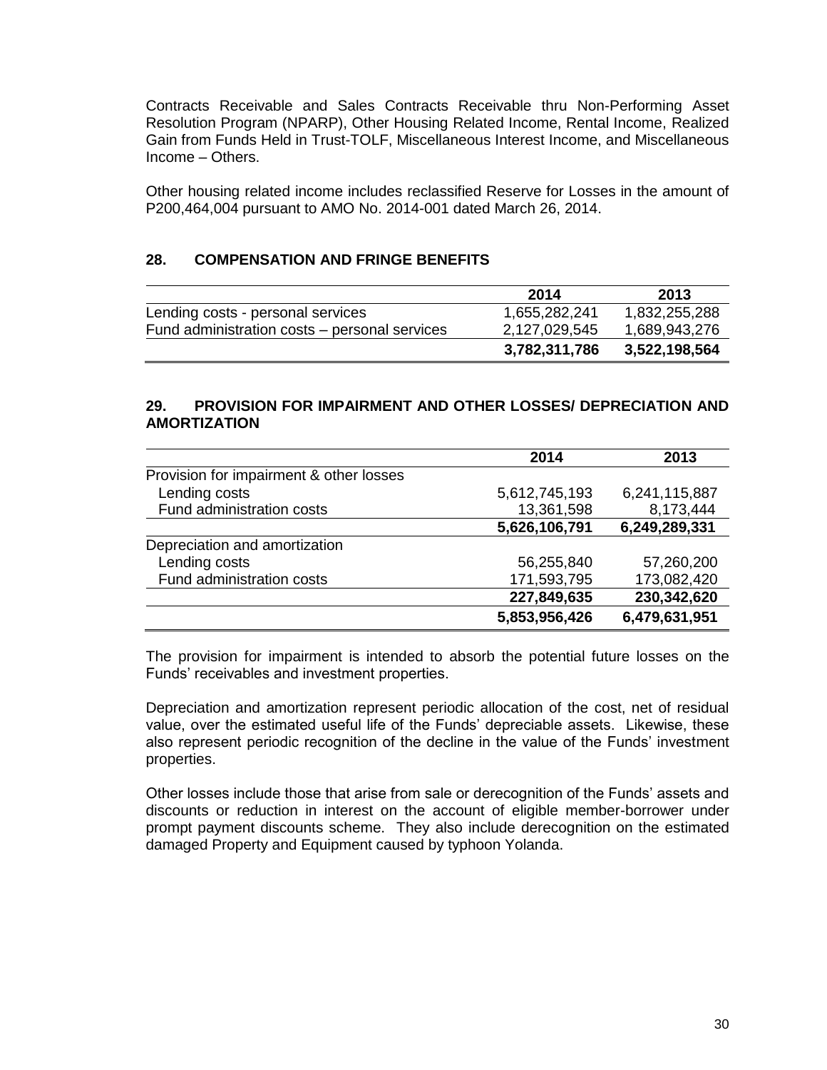Contracts Receivable and Sales Contracts Receivable thru Non-Performing Asset Resolution Program (NPARP), Other Housing Related Income, Rental Income, Realized Gain from Funds Held in Trust-TOLF, Miscellaneous Interest Income, and Miscellaneous Income – Others.

Other housing related income includes reclassified Reserve for Losses in the amount of P200,464,004 pursuant to AMO No. 2014-001 dated March 26, 2014.

## 28. COMPENSATION AND FRINGE BENEFITS

| | 2014 | 2013 |
|---|---|---|
| Lending costs - personal services | 1,655,282,241 | 1,832,255,288 |
| Fund administration costs – personal services | 2,127,029,545 | 1,689,943,276 |
| | **3,782,311,786** | **3,522,198,564** |

## 29. PROVISION FOR IMPAIRMENT AND OTHER LOSSES/ DEPRECIATION AND AMORTIZATION

| | 2014 | 2013 |
|---|---|---|
| Provision for impairment & other losses | | |
| Lending costs | 5,612,745,193 | 6,241,115,887 |
| Fund administration costs | 13,361,598 | 8,173,444 |
| | **5,626,106,791** | **6,249,289,331** |
| Depreciation and amortization | | |
| Lending costs | 56,255,840 | 57,260,200 |
| Fund administration costs | 171,593,795 | 173,082,420 |
| | **227,849,635** | **230,342,620** |
| | **5,853,956,426** | **6,479,631,951** |

The provision for impairment is intended to absorb the potential future losses on the Funds' receivables and investment properties.

Depreciation and amortization represent periodic allocation of the cost, net of residual value, over the estimated useful life of the Funds' depreciable assets. Likewise, these also represent periodic recognition of the decline in the value of the Funds' investment properties.

Other losses include those that arise from sale or derecognition of the Funds' assets and discounts or reduction in interest on the account of eligible member-borrower under prompt payment discounts scheme. They also include derecognition on the estimated damaged Property and Equipment caused by typhoon Yolanda.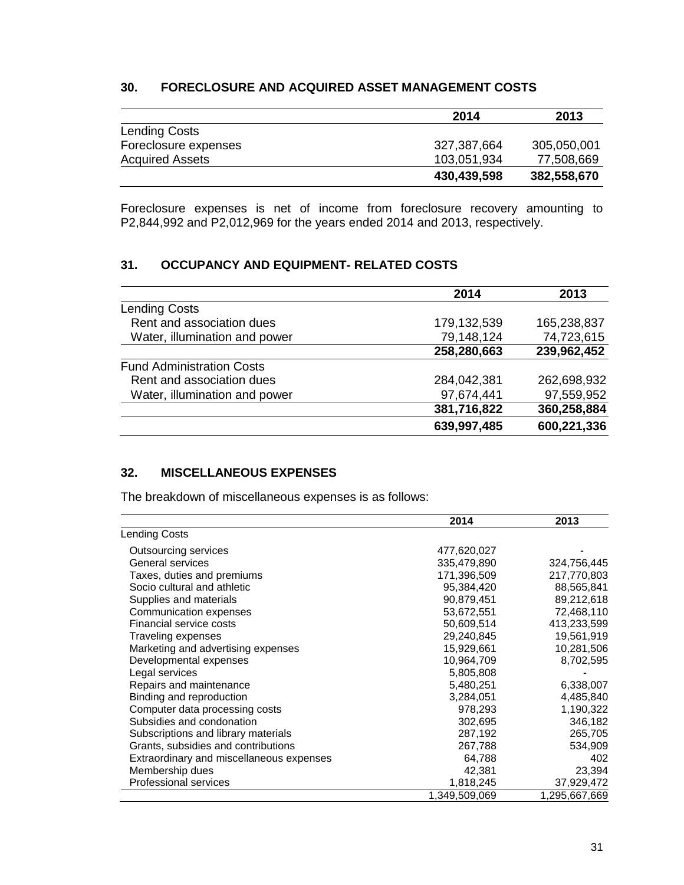## 30. FORECLOSURE AND ACQUIRED ASSET MANAGEMENT COSTS

| | 2014 | 2013 |
|---|---|---|
| Lending Costs | | |
| Foreclosure expenses | 327,387,664 | 305,050,001 |
| Acquired Assets | 103,051,934 | 77,508,669 |
| | **430,439,598** | **382,558,670** |

Foreclosure expenses is net of income from foreclosure recovery amounting to P2,844,992 and P2,012,969 for the years ended 2014 and 2013, respectively.

## 31. OCCUPANCY AND EQUIPMENT- RELATED COSTS

| | 2014 | 2013 |
|---|---|---|
| Lending Costs | | |
| Rent and association dues | 179,132,539 | 165,238,837 |
| Water, illumination and power | 79,148,124 | 74,723,615 |
| | **258,280,663** | **239,962,452** |
| Fund Administration Costs | | |
| Rent and association dues | 284,042,381 | 262,698,932 |
| Water, illumination and power | 97,674,441 | 97,559,952 |
| | **381,716,822** | **360,258,884** |
| | **639,997,485** | **600,221,336** |

## 32. MISCELLANEOUS EXPENSES

The breakdown of miscellaneous expenses is as follows:

| | 2014 | 2013 |
|---|---|---|
| Lending Costs | | |
| Outsourcing services | 477,620,027 | - |
| General services | 335,479,890 | 324,756,445 |
| Taxes, duties and premiums | 171,396,509 | 217,770,803 |
| Socio cultural and athletic | 95,384,420 | 88,565,841 |
| Supplies and materials | 90,879,451 | 89,212,618 |
| Communication expenses | 53,672,551 | 72,468,110 |
| Financial service costs | 50,609,514 | 413,233,599 |
| Traveling expenses | 29,240,845 | 19,561,919 |
| Marketing and advertising expenses | 15,929,661 | 10,281,506 |
| Developmental expenses | 10,964,709 | 8,702,595 |
| Legal services | 5,805,808 | - |
| Repairs and maintenance | 5,480,251 | 6,338,007 |
| Binding and reproduction | 3,284,051 | 4,485,840 |
| Computer data processing costs | 978,293 | 1,190,322 |
| Subsidies and condonation | 302,695 | 346,182 |
| Subscriptions and library materials | 287,192 | 265,705 |
| Grants, subsidies and contributions | 267,788 | 534,909 |
| Extraordinary and miscellaneous expenses | 64,788 | 402 |
| Membership dues | 42,381 | 23,394 |
| Professional services | 1,818,245 | 37,929,472 |
| | 1,349,509,069 | 1,295,667,669 |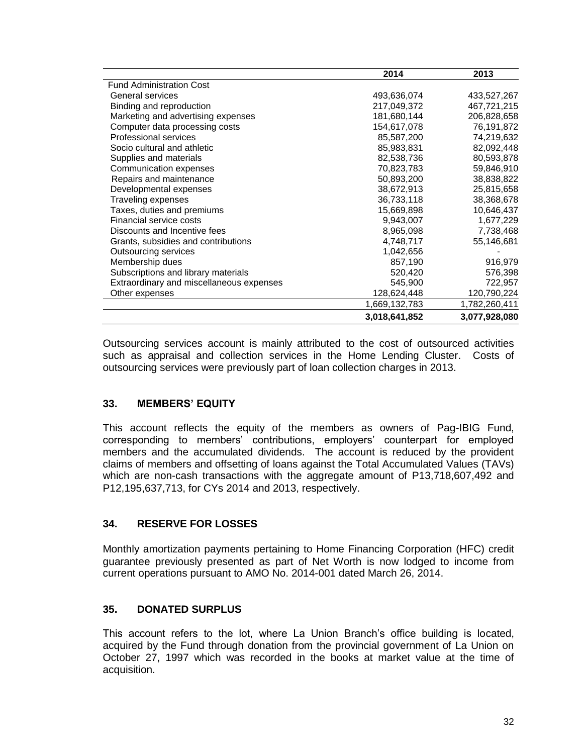| | 2014 | 2013 |
|---|---|---|
| Fund Administration Cost | | |
| General services | 493,636,074 | 433,527,267 |
| Binding and reproduction | 217,049,372 | 467,721,215 |
| Marketing and advertising expenses | 181,680,144 | 206,828,658 |
| Computer data processing costs | 154,617,078 | 76,191,872 |
| Professional services | 85,587,200 | 74,219,632 |
| Socio cultural and athletic | 85,983,831 | 82,092,448 |
| Supplies and materials | 82,538,736 | 80,593,878 |
| Communication expenses | 70,823,783 | 59,846,910 |
| Repairs and maintenance | 50,893,200 | 38,838,822 |
| Developmental expenses | 38,672,913 | 25,815,658 |
| Traveling expenses | 36,733,118 | 38,368,678 |
| Taxes, duties and premiums | 15,669,898 | 10,646,437 |
| Financial service costs | 9,943,007 | 1,677,229 |
| Discounts and Incentive fees | 8,965,098 | 7,738,468 |
| Grants, subsidies and contributions | 4,748,717 | 55,146,681 |
| Outsourcing services | 1,042,656 | - |
| Membership dues | 857,190 | 916,979 |
| Subscriptions and library materials | 520,420 | 576,398 |
| Extraordinary and miscellaneous expenses | 545,900 | 722,957 |
| Other expenses | 128,624,448 | 120,790,224 |
| | 1,669,132,783 | 1,782,260,411 |
| | **3,018,641,852** | **3,077,928,080** |

Outsourcing services account is mainly attributed to the cost of outsourced activities such as appraisal and collection services in the Home Lending Cluster. Costs of outsourcing services were previously part of loan collection charges in 2013.

## 33. MEMBERS' EQUITY

This account reflects the equity of the members as owners of Pag-IBIG Fund, corresponding to members' contributions, employers' counterpart for employed members and the accumulated dividends. The account is reduced by the provident claims of members and offsetting of loans against the Total Accumulated Values (TAVs) which are non-cash transactions with the aggregate amount of P13,718,607,492 and P12,195,637,713, for CYs 2014 and 2013, respectively.

## 34. RESERVE FOR LOSSES

Monthly amortization payments pertaining to Home Financing Corporation (HFC) credit guarantee previously presented as part of Net Worth is now lodged to income from current operations pursuant to AMO No. 2014-001 dated March 26, 2014.

## 35. DONATED SURPLUS

This account refers to the lot, where La Union Branch's office building is located, acquired by the Fund through donation from the provincial government of La Union on October 27, 1997 which was recorded in the books at market value at the time of acquisition.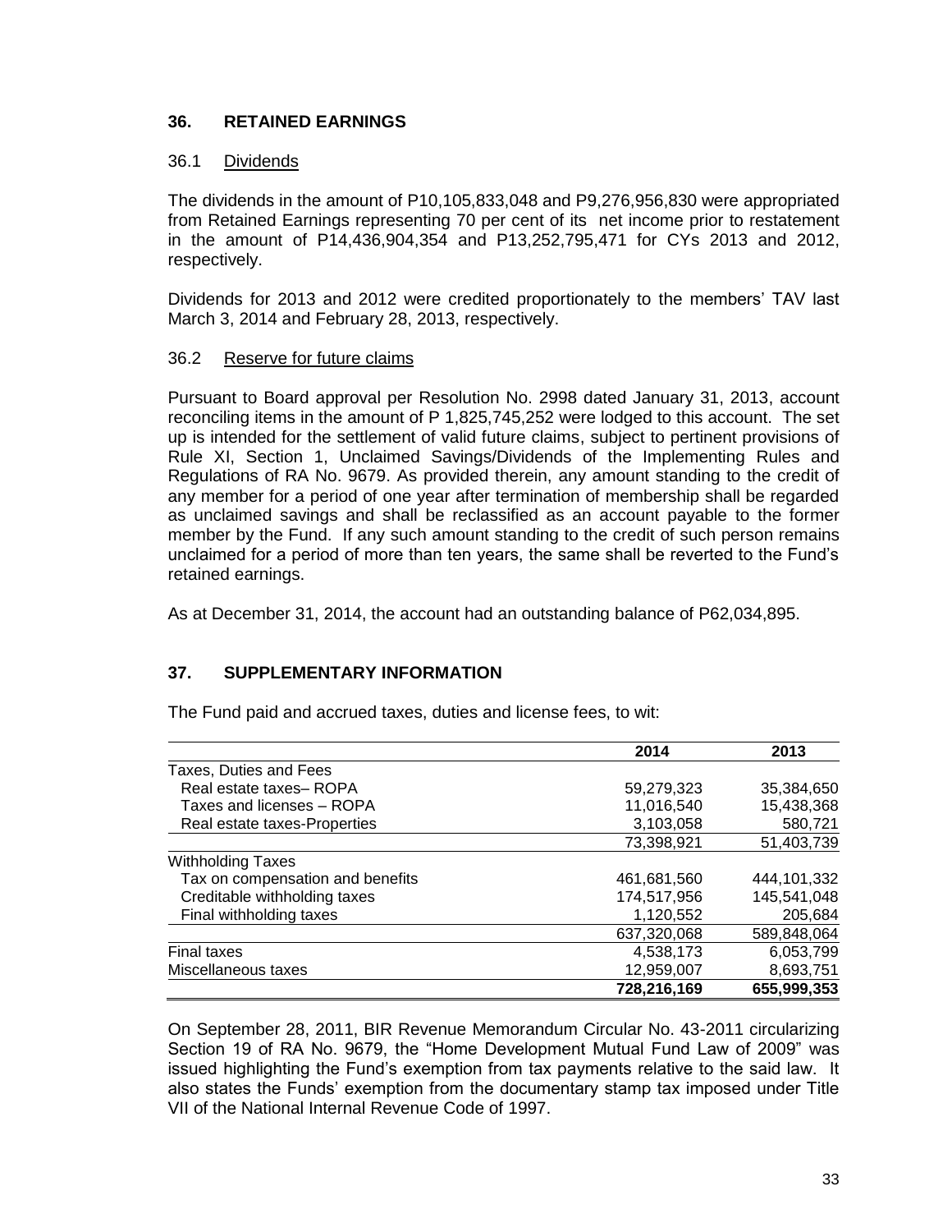## 36. RETAINED EARNINGS

### 36.1 Dividends

The dividends in the amount of P10,105,833,048 and P9,276,956,830 were appropriated from Retained Earnings representing 70 per cent of its net income prior to restatement in the amount of P14,436,904,354 and P13,252,795,471 for CYs 2013 and 2012, respectively.

Dividends for 2013 and 2012 were credited proportionately to the members' TAV last March 3, 2014 and February 28, 2013, respectively.

### 36.2 Reserve for future claims

Pursuant to Board approval per Resolution No. 2998 dated January 31, 2013, account reconciling items in the amount of P 1,825,745,252 were lodged to this account. The set up is intended for the settlement of valid future claims, subject to pertinent provisions of Rule XI, Section 1, Unclaimed Savings/Dividends of the Implementing Rules and Regulations of RA No. 9679. As provided therein, any amount standing to the credit of any member for a period of one year after termination of membership shall be regarded as unclaimed savings and shall be reclassified as an account payable to the former member by the Fund. If any such amount standing to the credit of such person remains unclaimed for a period of more than ten years, the same shall be reverted to the Fund's retained earnings.

As at December 31, 2014, the account had an outstanding balance of P62,034,895.

## 37. SUPPLEMENTARY INFORMATION

The Fund paid and accrued taxes, duties and license fees, to wit:

| | 2014 | 2013 |
|---|---|---|
| Taxes, Duties and Fees | | |
| Real estate taxes– ROPA | 59,279,323 | 35,384,650 |
| Taxes and licenses – ROPA | 11,016,540 | 15,438,368 |
| Real estate taxes-Properties | 3,103,058 | 580,721 |
| | 73,398,921 | 51,403,739 |
| Withholding Taxes | | |
| Tax on compensation and benefits | 461,681,560 | 444,101,332 |
| Creditable withholding taxes | 174,517,956 | 145,541,048 |
| Final withholding taxes | 1,120,552 | 205,684 |
| | 637,320,068 | 589,848,064 |
| Final taxes | 4,538,173 | 6,053,799 |
| Miscellaneous taxes | 12,959,007 | 8,693,751 |
| | **728,216,169** | **655,999,353** |

On September 28, 2011, BIR Revenue Memorandum Circular No. 43-2011 circularizing Section 19 of RA No. 9679, the "Home Development Mutual Fund Law of 2009" was issued highlighting the Fund's exemption from tax payments relative to the said law. It also states the Funds' exemption from the documentary stamp tax imposed under Title VII of the National Internal Revenue Code of 1997.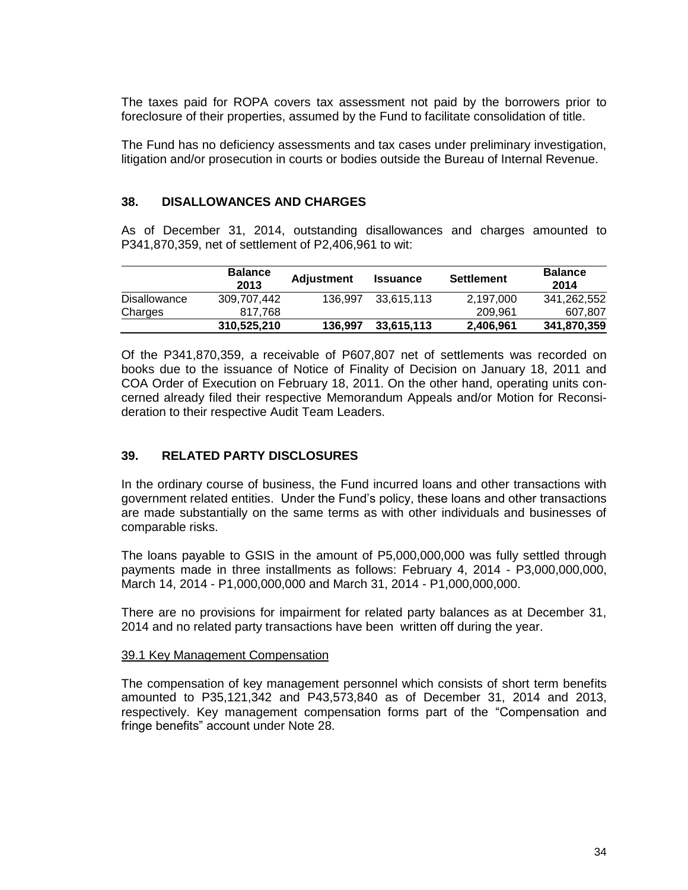The taxes paid for ROPA covers tax assessment not paid by the borrowers prior to foreclosure of their properties, assumed by the Fund to facilitate consolidation of title.

The Fund has no deficiency assessments and tax cases under preliminary investigation, litigation and/or prosecution in courts or bodies outside the Bureau of Internal Revenue.

## 38. DISALLOWANCES AND CHARGES

As of December 31, 2014, outstanding disallowances and charges amounted to P341,870,359, net of settlement of P2,406,961 to wit:

| | Balance 2013 | Adjustment | Issuance | Settlement | Balance 2014 |
|---|---|---|---|---|---|
| Disallowance | 309,707,442 | 136,997 | 33,615,113 | 2,197,000 | 341,262,552 |
| Charges | 817,768 | | | 209,961 | 607,807 |
| | **310,525,210** | **136,997** | **33,615,113** | **2,406,961** | **341,870,359** |

Of the P341,870,359, a receivable of P607,807 net of settlements was recorded on books due to the issuance of Notice of Finality of Decision on January 18, 2011 and COA Order of Execution on February 18, 2011. On the other hand, operating units concerned already filed their respective Memorandum Appeals and/or Motion for Reconsideration to their respective Audit Team Leaders.

## 39. RELATED PARTY DISCLOSURES

In the ordinary course of business, the Fund incurred loans and other transactions with government related entities. Under the Fund's policy, these loans and other transactions are made substantially on the same terms as with other individuals and businesses of comparable risks.

The loans payable to GSIS in the amount of P5,000,000,000 was fully settled through payments made in three installments as follows: February 4, 2014 - P3,000,000,000, March 14, 2014 - P1,000,000,000 and March 31, 2014 - P1,000,000,000.

There are no provisions for impairment for related party balances as at December 31, 2014 and no related party transactions have been written off during the year.

### 39.1 Key Management Compensation

The compensation of key management personnel which consists of short term benefits amounted to P35,121,342 and P43,573,840 as of December 31, 2014 and 2013, respectively. Key management compensation forms part of the "Compensation and fringe benefits" account under Note 28.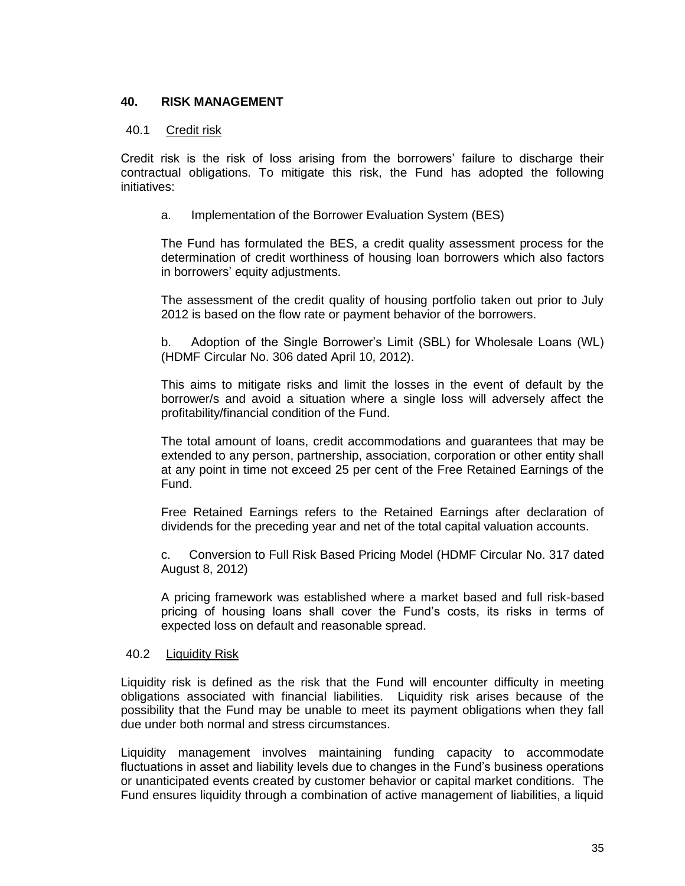## 40. RISK MANAGEMENT

### 40.1 Credit risk

Credit risk is the risk of loss arising from the borrowers' failure to discharge their contractual obligations. To mitigate this risk, the Fund has adopted the following initiatives:

a. Implementation of the Borrower Evaluation System (BES)

The Fund has formulated the BES, a credit quality assessment process for the determination of credit worthiness of housing loan borrowers which also factors in borrowers' equity adjustments.

The assessment of the credit quality of housing portfolio taken out prior to July 2012 is based on the flow rate or payment behavior of the borrowers.

b. Adoption of the Single Borrower's Limit (SBL) for Wholesale Loans (WL) (HDMF Circular No. 306 dated April 10, 2012).

This aims to mitigate risks and limit the losses in the event of default by the borrower/s and avoid a situation where a single loss will adversely affect the profitability/financial condition of the Fund.

The total amount of loans, credit accommodations and guarantees that may be extended to any person, partnership, association, corporation or other entity shall at any point in time not exceed 25 per cent of the Free Retained Earnings of the Fund.

Free Retained Earnings refers to the Retained Earnings after declaration of dividends for the preceding year and net of the total capital valuation accounts.

c. Conversion to Full Risk Based Pricing Model (HDMF Circular No. 317 dated August 8, 2012)

A pricing framework was established where a market based and full risk-based pricing of housing loans shall cover the Fund's costs, its risks in terms of expected loss on default and reasonable spread.

### 40.2 Liquidity Risk

Liquidity risk is defined as the risk that the Fund will encounter difficulty in meeting obligations associated with financial liabilities. Liquidity risk arises because of the possibility that the Fund may be unable to meet its payment obligations when they fall due under both normal and stress circumstances.

Liquidity management involves maintaining funding capacity to accommodate fluctuations in asset and liability levels due to changes in the Fund's business operations or unanticipated events created by customer behavior or capital market conditions. The Fund ensures liquidity through a combination of active management of liabilities, a liquid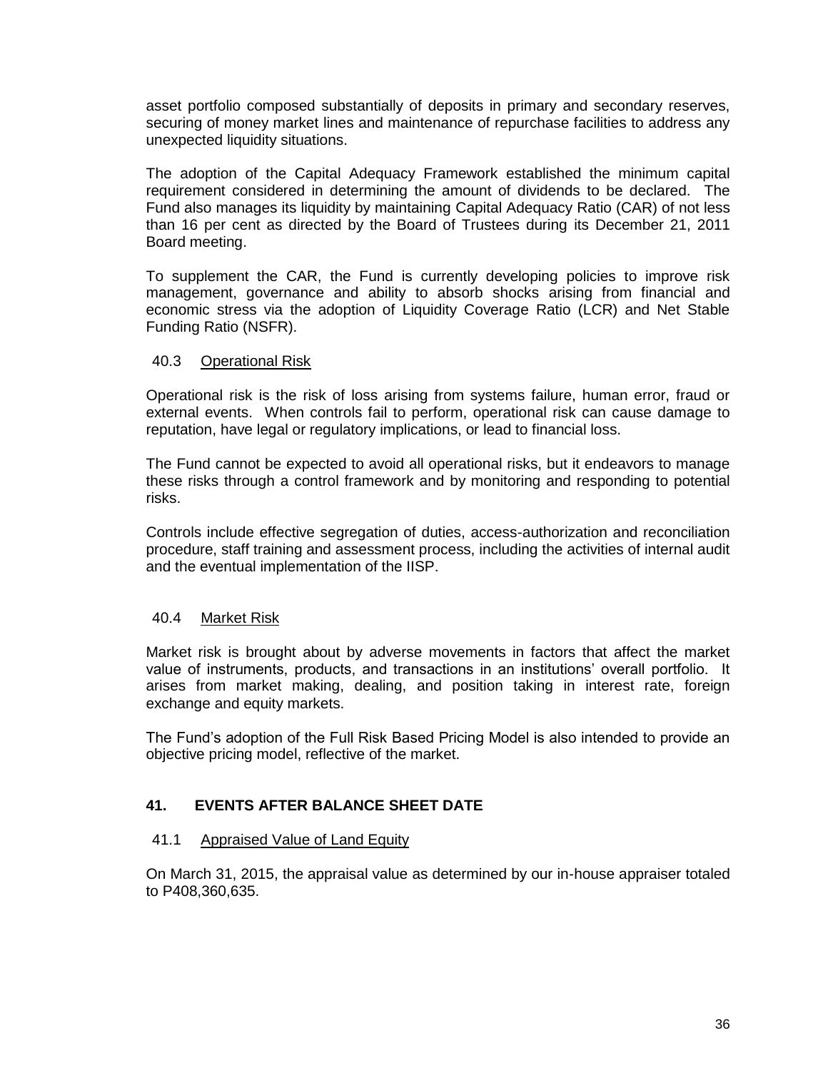asset portfolio composed substantially of deposits in primary and secondary reserves, securing of money market lines and maintenance of repurchase facilities to address any unexpected liquidity situations.

The adoption of the Capital Adequacy Framework established the minimum capital requirement considered in determining the amount of dividends to be declared. The Fund also manages its liquidity by maintaining Capital Adequacy Ratio (CAR) of not less than 16 per cent as directed by the Board of Trustees during its December 21, 2011 Board meeting.

To supplement the CAR, the Fund is currently developing policies to improve risk management, governance and ability to absorb shocks arising from financial and economic stress via the adoption of Liquidity Coverage Ratio (LCR) and Net Stable Funding Ratio (NSFR).

40.3 Operational Risk

Operational risk is the risk of loss arising from systems failure, human error, fraud or external events. When controls fail to perform, operational risk can cause damage to reputation, have legal or regulatory implications, or lead to financial loss.

The Fund cannot be expected to avoid all operational risks, but it endeavors to manage these risks through a control framework and by monitoring and responding to potential risks.

Controls include effective segregation of duties, access-authorization and reconciliation procedure, staff training and assessment process, including the activities of internal audit and the eventual implementation of the IISP.

40.4 Market Risk

Market risk is brought about by adverse movements in factors that affect the market value of instruments, products, and transactions in an institutions' overall portfolio. It arises from market making, dealing, and position taking in interest rate, foreign exchange and equity markets.

The Fund's adoption of the Full Risk Based Pricing Model is also intended to provide an objective pricing model, reflective of the market.

## 41. EVENTS AFTER BALANCE SHEET DATE

41.1 Appraised Value of Land Equity

On March 31, 2015, the appraisal value as determined by our in-house appraiser totaled to P408,360,635.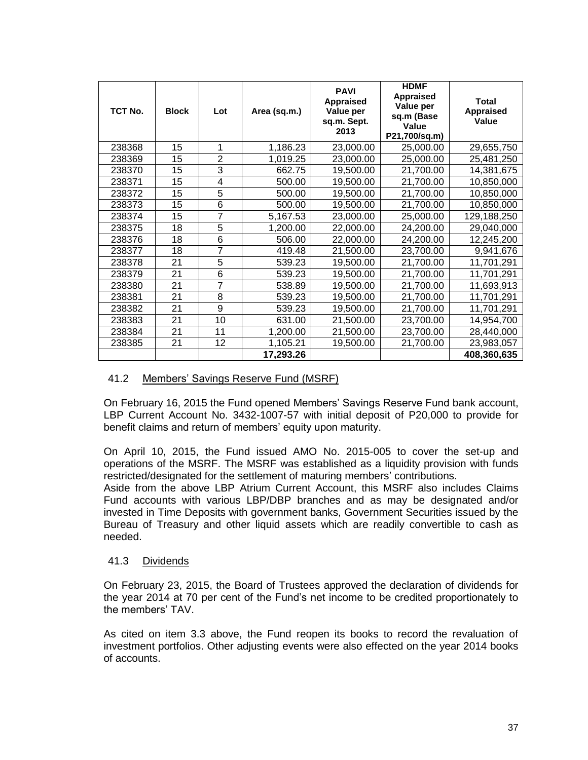| TCT No. | Block | Lot | Area (sq.m.) | PAVI Appraised Value per sq.m. Sept. 2013 | HDMF Appraised Value per sq.m (Base Value P21,700/sq.m) | Total Appraised Value |
|---|---|---|---|---|---|---|
| 238368 | 15 | 1 | 1,186.23 | 23,000.00 | 25,000.00 | 29,655,750 |
| 238369 | 15 | 2 | 1,019.25 | 23,000.00 | 25,000.00 | 25,481,250 |
| 238370 | 15 | 3 | 662.75 | 19,500.00 | 21,700.00 | 14,381,675 |
| 238371 | 15 | 4 | 500.00 | 19,500.00 | 21,700.00 | 10,850,000 |
| 238372 | 15 | 5 | 500.00 | 19,500.00 | 21,700.00 | 10,850,000 |
| 238373 | 15 | 6 | 500.00 | 19,500.00 | 21,700.00 | 10,850,000 |
| 238374 | 15 | 7 | 5,167.53 | 23,000.00 | 25,000.00 | 129,188,250 |
| 238375 | 18 | 5 | 1,200.00 | 22,000.00 | 24,200.00 | 29,040,000 |
| 238376 | 18 | 6 | 506.00 | 22,000.00 | 24,200.00 | 12,245,200 |
| 238377 | 18 | 7 | 419.48 | 21,500.00 | 23,700.00 | 9,941,676 |
| 238378 | 21 | 5 | 539.23 | 19,500.00 | 21,700.00 | 11,701,291 |
| 238379 | 21 | 6 | 539.23 | 19,500.00 | 21,700.00 | 11,701,291 |
| 238380 | 21 | 7 | 538.89 | 19,500.00 | 21,700.00 | 11,693,913 |
| 238381 | 21 | 8 | 539.23 | 19,500.00 | 21,700.00 | 11,701,291 |
| 238382 | 21 | 9 | 539.23 | 19,500.00 | 21,700.00 | 11,701,291 |
| 238383 | 21 | 10 | 631.00 | 21,500.00 | 23,700.00 | 14,954,700 |
| 238384 | 21 | 11 | 1,200.00 | 21,500.00 | 23,700.00 | 28,440,000 |
| 238385 | 21 | 12 | 1,105.21 | 19,500.00 | 21,700.00 | 23,983,057 |
| | | | **17,293.26** | | | **408,360,635** |

### 41.2 Members' Savings Reserve Fund (MSRF)

On February 16, 2015 the Fund opened Members' Savings Reserve Fund bank account, LBP Current Account No. 3432-1007-57 with initial deposit of P20,000 to provide for benefit claims and return of members' equity upon maturity.

On April 10, 2015, the Fund issued AMO No. 2015-005 to cover the set-up and operations of the MSRF. The MSRF was established as a liquidity provision with funds restricted/designated for the settlement of maturing members' contributions.
Aside from the above LBP Atrium Current Account, this MSRF also includes Claims Fund accounts with various LBP/DBP branches and as may be designated and/or invested in Time Deposits with government banks, Government Securities issued by the Bureau of Treasury and other liquid assets which are readily convertible to cash as needed.

### 41.3 Dividends

On February 23, 2015, the Board of Trustees approved the declaration of dividends for the year 2014 at 70 per cent of the Fund's net income to be credited proportionately to the members' TAV.

As cited on item 3.3 above, the Fund reopen its books to record the revaluation of investment portfolios. Other adjusting events were also effected on the year 2014 books of accounts.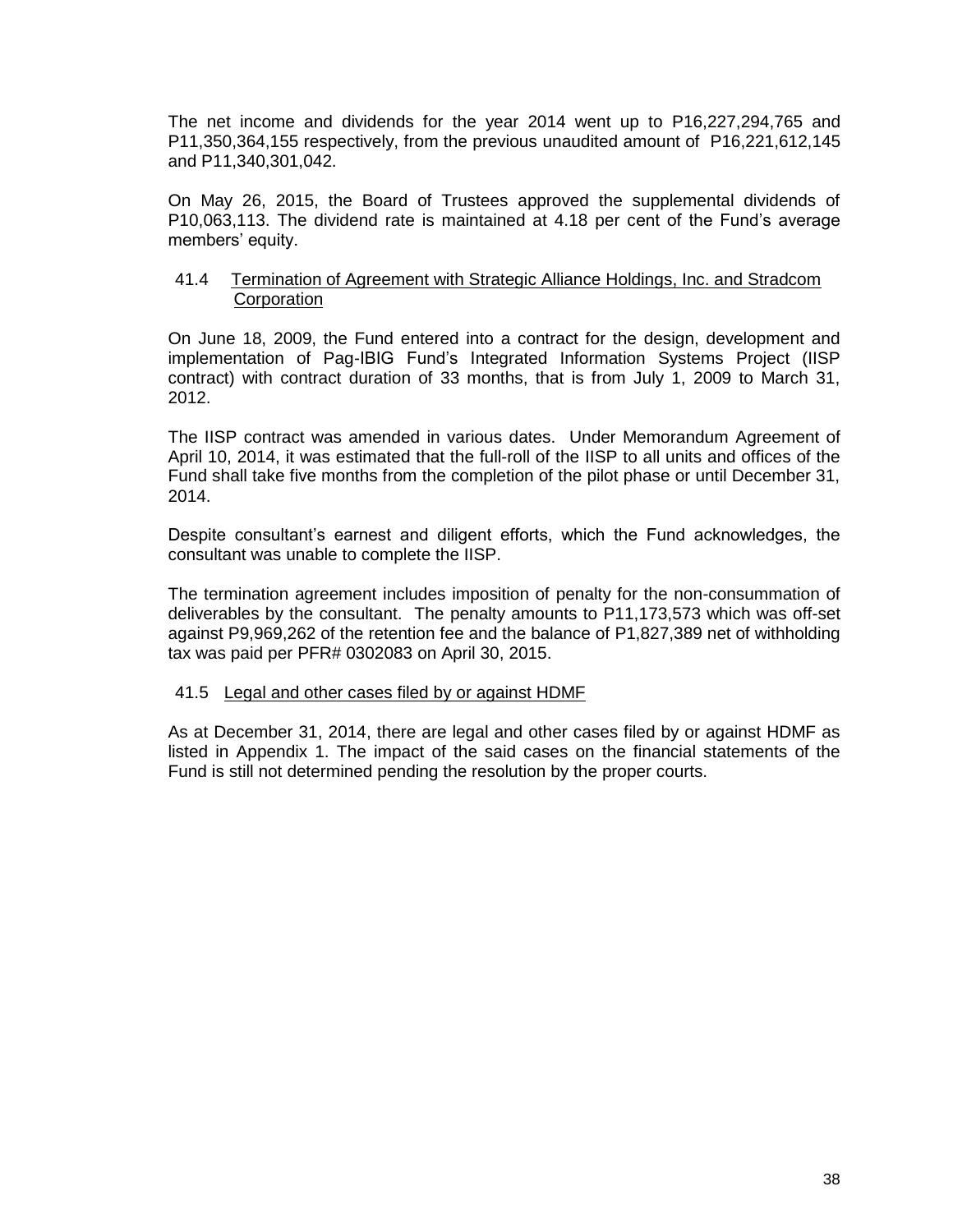The net income and dividends for the year 2014 went up to P16,227,294,765 and P11,350,364,155 respectively, from the previous unaudited amount of P16,221,612,145 and P11,340,301,042.

On May 26, 2015, the Board of Trustees approved the supplemental dividends of P10,063,113. The dividend rate is maintained at 4.18 per cent of the Fund's average members' equity.

### 41.4 Termination of Agreement with Strategic Alliance Holdings, Inc. and Stradcom Corporation

On June 18, 2009, the Fund entered into a contract for the design, development and implementation of Pag-IBIG Fund's Integrated Information Systems Project (IISP contract) with contract duration of 33 months, that is from July 1, 2009 to March 31, 2012.

The IISP contract was amended in various dates. Under Memorandum Agreement of April 10, 2014, it was estimated that the full-roll of the IISP to all units and offices of the Fund shall take five months from the completion of the pilot phase or until December 31, 2014.

Despite consultant's earnest and diligent efforts, which the Fund acknowledges, the consultant was unable to complete the IISP.

The termination agreement includes imposition of penalty for the non-consummation of deliverables by the consultant. The penalty amounts to P11,173,573 which was off-set against P9,969,262 of the retention fee and the balance of P1,827,389 net of withholding tax was paid per PFR# 0302083 on April 30, 2015.

### 41.5 Legal and other cases filed by or against HDMF

As at December 31, 2014, there are legal and other cases filed by or against HDMF as listed in Appendix 1. The impact of the said cases on the financial statements of the Fund is still not determined pending the resolution by the proper courts.